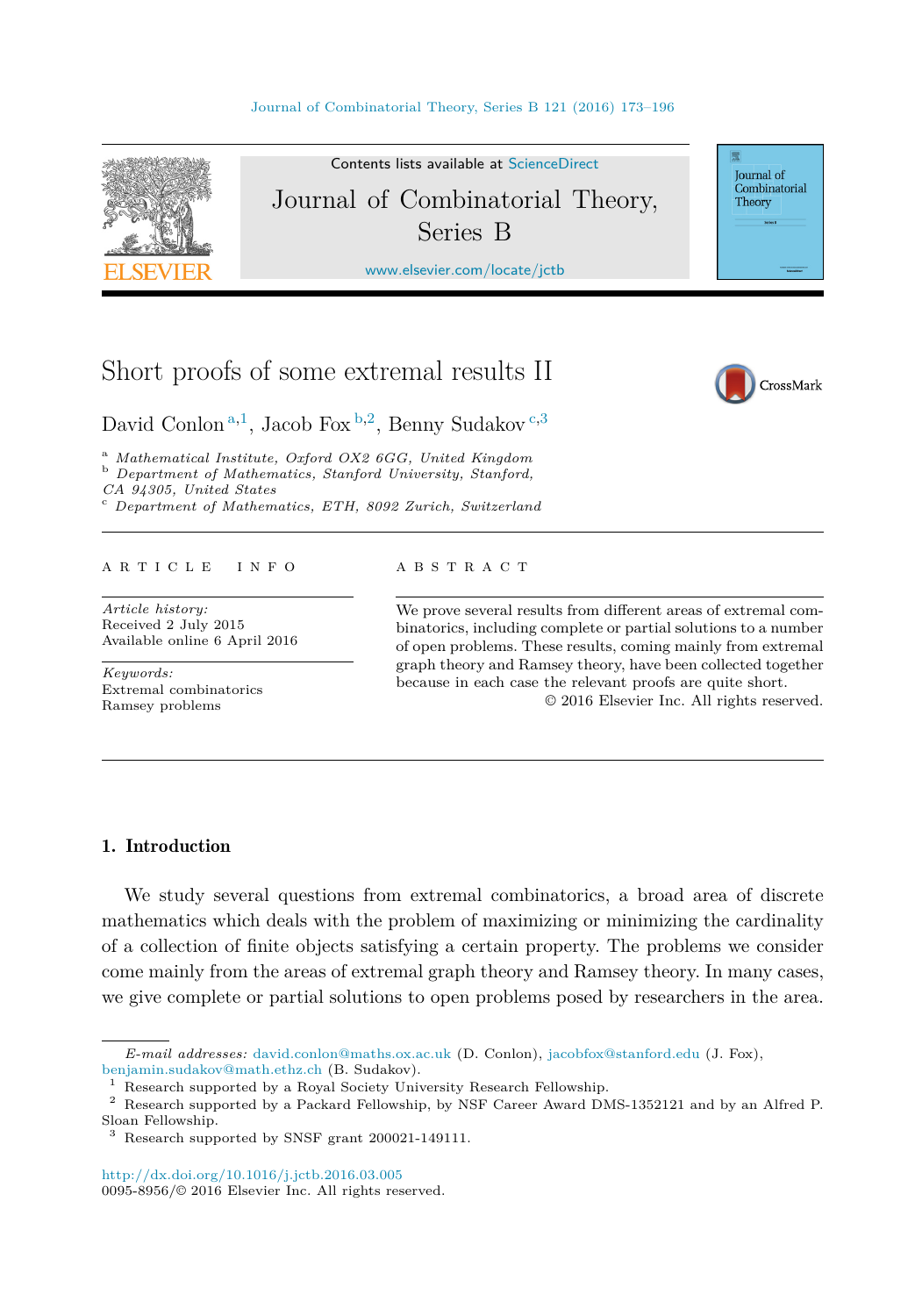# Short proofs of some extremal results II

David Conlon [a,1], Jacob Fox [b,2], Benny Sudakov [c,3]

[a] *Mathematical Institute, Oxford OX2 6GG, United Kingdom*
[b] *Department of Mathematics, Stanford University, Stanford, CA 94305, United States*
[c] *Department of Mathematics, ETH, 8092 Zurich, Switzerland*

---

A R T I C L E   I N F O

*Article history:*
Received 2 July 2015
Available online 6 April 2016

*Keywords:*
Extremal combinatorics
Ramsey problems

A B S T R A C T

We prove several results from different areas of extremal combinatorics, including complete or partial solutions to a number of open problems. These results, coming mainly from extremal graph theory and Ramsey theory, have been collected together because in each case the relevant proofs are quite short.

© 2016 Elsevier Inc. All rights reserved.

---

## 1. Introduction

We study several questions from extremal combinatorics, a broad area of discrete mathematics which deals with the problem of maximizing or minimizing the cardinality of a collection of finite objects satisfying a certain property. The problems we consider come mainly from the areas of extremal graph theory and Ramsey theory. In many cases, we give complete or partial solutions to open problems posed by researchers in the area.

---

*E-mail addresses:* david.conlon@maths.ox.ac.uk (D. Conlon), jacobfox@stanford.edu (J. Fox), benjamin.sudakov@math.ethz.ch (B. Sudakov).

[1] Research supported by a Royal Society University Research Fellowship.

[2] Research supported by a Packard Fellowship, by NSF Career Award DMS-1352121 and by an Alfred P. Sloan Fellowship.

[3] Research supported by SNSF grant 200021-149111.

http://dx.doi.org/10.1016/j.jctb.2016.03.005
0095-8956/© 2016 Elsevier Inc. All rights reserved.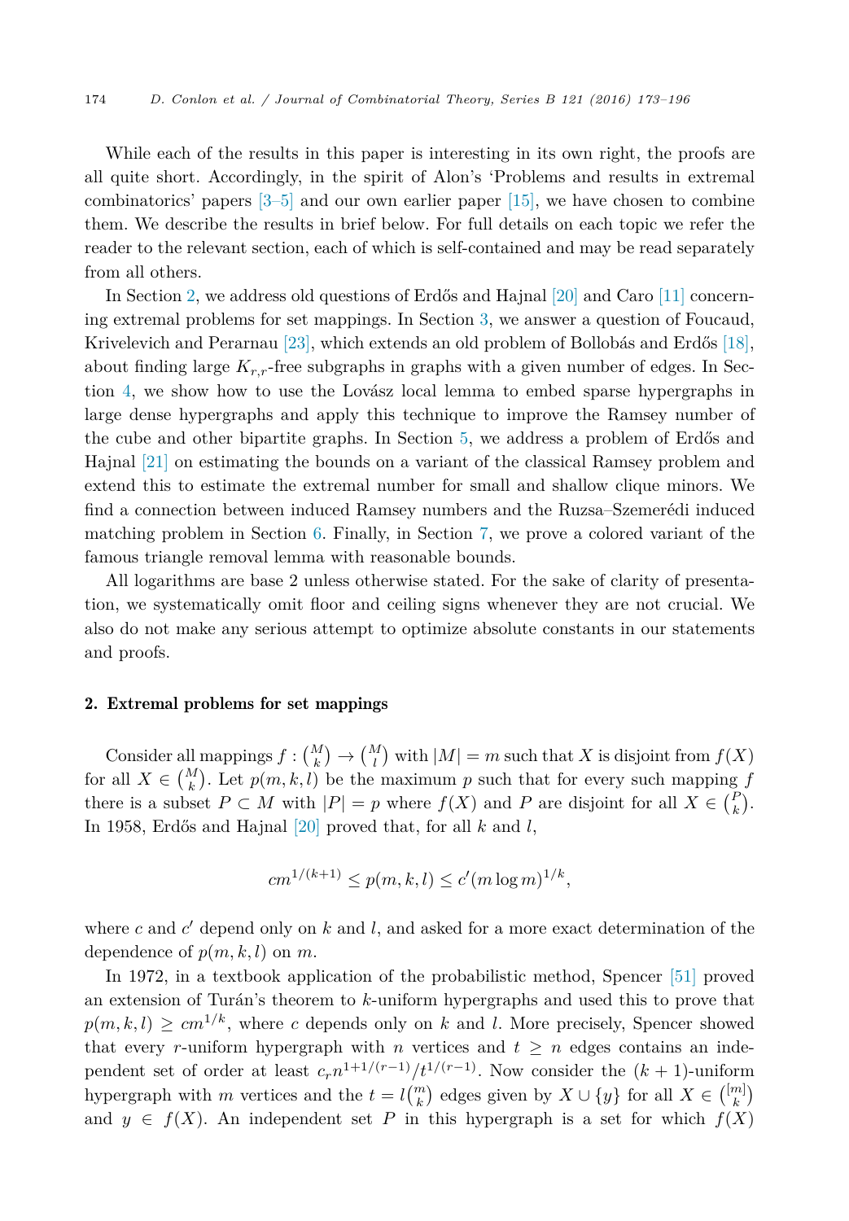While each of the results in this paper is interesting in its own right, the proofs are all quite short. Accordingly, in the spirit of Alon's 'Problems and results in extremal combinatorics' papers [3–5] and our own earlier paper [15], we have chosen to combine them. We describe the results in brief below. For full details on each topic we refer the reader to the relevant section, each of which is self-contained and may be read separately from all others.

In Section 2, we address old questions of Erdős and Hajnal [20] and Caro [11] concerning extremal problems for set mappings. In Section 3, we answer a question of Foucaud, Krivelevich and Perarnau [23], which extends an old problem of Bollobás and Erdős [18], about finding large $K_{r,r}$-free subgraphs in graphs with a given number of edges. In Section 4, we show how to use the Lovász local lemma to embed sparse hypergraphs in large dense hypergraphs and apply this technique to improve the Ramsey number of the cube and other bipartite graphs. In Section 5, we address a problem of Erdős and Hajnal [21] on estimating the bounds on a variant of the classical Ramsey problem and extend this to estimate the extremal number for small and shallow clique minors. We find a connection between induced Ramsey numbers and the Ruzsa–Szemerédi induced matching problem in Section 6. Finally, in Section 7, we prove a colored variant of the famous triangle removal lemma with reasonable bounds.

All logarithms are base 2 unless otherwise stated. For the sake of clarity of presentation, we systematically omit floor and ceiling signs whenever they are not crucial. We also do not make any serious attempt to optimize absolute constants in our statements and proofs.

## 2. Extremal problems for set mappings

Consider all mappings $f : \binom{M}{k} \to \binom{M}{l}$ with $|M| = m$ such that $X$ is disjoint from $f(X)$ for all $X \in \binom{M}{k}$. Let $p(m, k, l)$ be the maximum $p$ such that for every such mapping $f$ there is a subset $P \subset M$ with $|P| = p$ where $f(X)$ and $P$ are disjoint for all $X \in \binom{P}{k}$. In 1958, Erdős and Hajnal [20] proved that, for all $k$ and $l$,

$$cm^{1/(k+1)} \le p(m, k, l) \le c'(m \log m)^{1/k},$$

where $c$ and $c'$ depend only on $k$ and $l$, and asked for a more exact determination of the dependence of $p(m, k, l)$ on $m$.

In 1972, in a textbook application of the probabilistic method, Spencer [51] proved an extension of Turán's theorem to $k$-uniform hypergraphs and used this to prove that $p(m, k, l) \ge cm^{1/k}$, where $c$ depends only on $k$ and $l$. More precisely, Spencer showed that every $r$-uniform hypergraph with $n$ vertices and $t \ge n$ edges contains an independent set of order at least $c_r n^{1+1/(r-1)}/t^{1/(r-1)}$. Now consider the $(k+1)$-uniform hypergraph with $m$ vertices and the $t = l\binom{m}{k}$ edges given by $X \cup \{y\}$ for all $X \in \binom{[m]}{k}$ and $y \in f(X)$. An independent set $P$ in this hypergraph is a set for which $f(X)$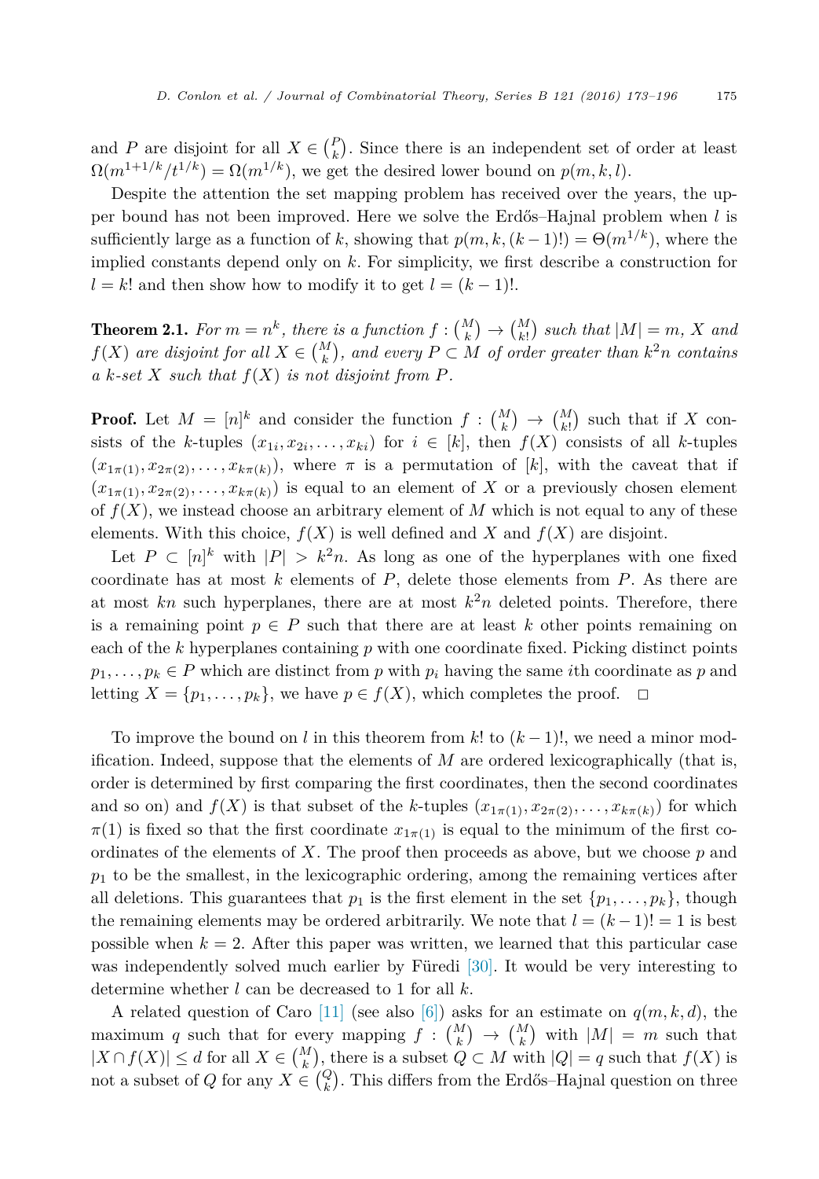and $P$ are disjoint for all $X \in \binom{P}{k}$. Since there is an independent set of order at least $\Omega(m^{1+1/k}/t^{1/k}) = \Omega(m^{1/k})$, we get the desired lower bound on $p(m, k, l)$.

Despite the attention the set mapping problem has received over the years, the upper bound has not been improved. Here we solve the Erdős–Hajnal problem when $l$ is sufficiently large as a function of $k$, showing that $p(m, k, (k-1)!) = \Theta(m^{1/k})$, where the implied constants depend only on $k$. For simplicity, we first describe a construction for $l = k!$ and then show how to modify it to get $l = (k-1)!$.

**Theorem 2.1.** *For $m = n^k$, there is a function $f : \binom{M}{k} \to \binom{M}{k!}$ such that $|M| = m$, $X$ and $f(X)$ are disjoint for all $X \in \binom{M}{k}$, and every $P \subset M$ of order greater than $k^2 n$ contains a $k$-set $X$ such that $f(X)$ is not disjoint from $P$.*

**Proof.** Let $M = [n]^k$ and consider the function $f : \binom{M}{k} \to \binom{M}{k!}$ such that if $X$ consists of the $k$-tuples $(x_{1i}, x_{2i}, \ldots, x_{ki})$ for $i \in [k]$, then $f(X)$ consists of all $k$-tuples $(x_{1\pi(1)}, x_{2\pi(2)}, \ldots, x_{k\pi(k)})$, where $\pi$ is a permutation of $[k]$, with the caveat that if $(x_{1\pi(1)}, x_{2\pi(2)}, \ldots, x_{k\pi(k)})$ is equal to an element of $X$ or a previously chosen element of $f(X)$, we instead choose an arbitrary element of $M$ which is not equal to any of these elements. With this choice, $f(X)$ is well defined and $X$ and $f(X)$ are disjoint.

Let $P \subset [n]^k$ with $|P| > k^2 n$. As long as one of the hyperplanes with one fixed coordinate has at most $k$ elements of $P$, delete those elements from $P$. As there are at most $kn$ such hyperplanes, there are at most $k^2 n$ deleted points. Therefore, there is a remaining point $p \in P$ such that there are at least $k$ other points remaining on each of the $k$ hyperplanes containing $p$ with one coordinate fixed. Picking distinct points $p_1, \ldots, p_k \in P$ which are distinct from $p$ with $p_i$ having the same $i$th coordinate as $p$ and letting $X = \{p_1, \ldots, p_k\}$, we have $p \in f(X)$, which completes the proof. $\square$

To improve the bound on $l$ in this theorem from $k!$ to $(k-1)!$, we need a minor modification. Indeed, suppose that the elements of $M$ are ordered lexicographically (that is, order is determined by first comparing the first coordinates, then the second coordinates and so on) and $f(X)$ is that subset of the $k$-tuples $(x_{1\pi(1)}, x_{2\pi(2)}, \ldots, x_{k\pi(k)})$ for which $\pi(1)$ is fixed so that the first coordinate $x_{1\pi(1)}$ is equal to the minimum of the first coordinates of the elements of $X$. The proof then proceeds as above, but we choose $p$ and $p_1$ to be the smallest, in the lexicographic ordering, among the remaining vertices after all deletions. This guarantees that $p_1$ is the first element in the set $\{p_1, \ldots, p_k\}$, though the remaining elements may be ordered arbitrarily. We note that $l = (k-1)! = 1$ is best possible when $k = 2$. After this paper was written, we learned that this particular case was independently solved much earlier by Füredi [30]. It would be very interesting to determine whether $l$ can be decreased to 1 for all $k$.

A related question of Caro [11] (see also [6]) asks for an estimate on $q(m, k, d)$, the maximum $q$ such that for every mapping $f : \binom{M}{k} \to \binom{M}{k}$ with $|M| = m$ such that $|X \cap f(X)| \leq d$ for all $X \in \binom{M}{k}$, there is a subset $Q \subset M$ with $|Q| = q$ such that $f(X)$ is not a subset of $Q$ for any $X \in \binom{Q}{k}$. This differs from the Erdős–Hajnal question on three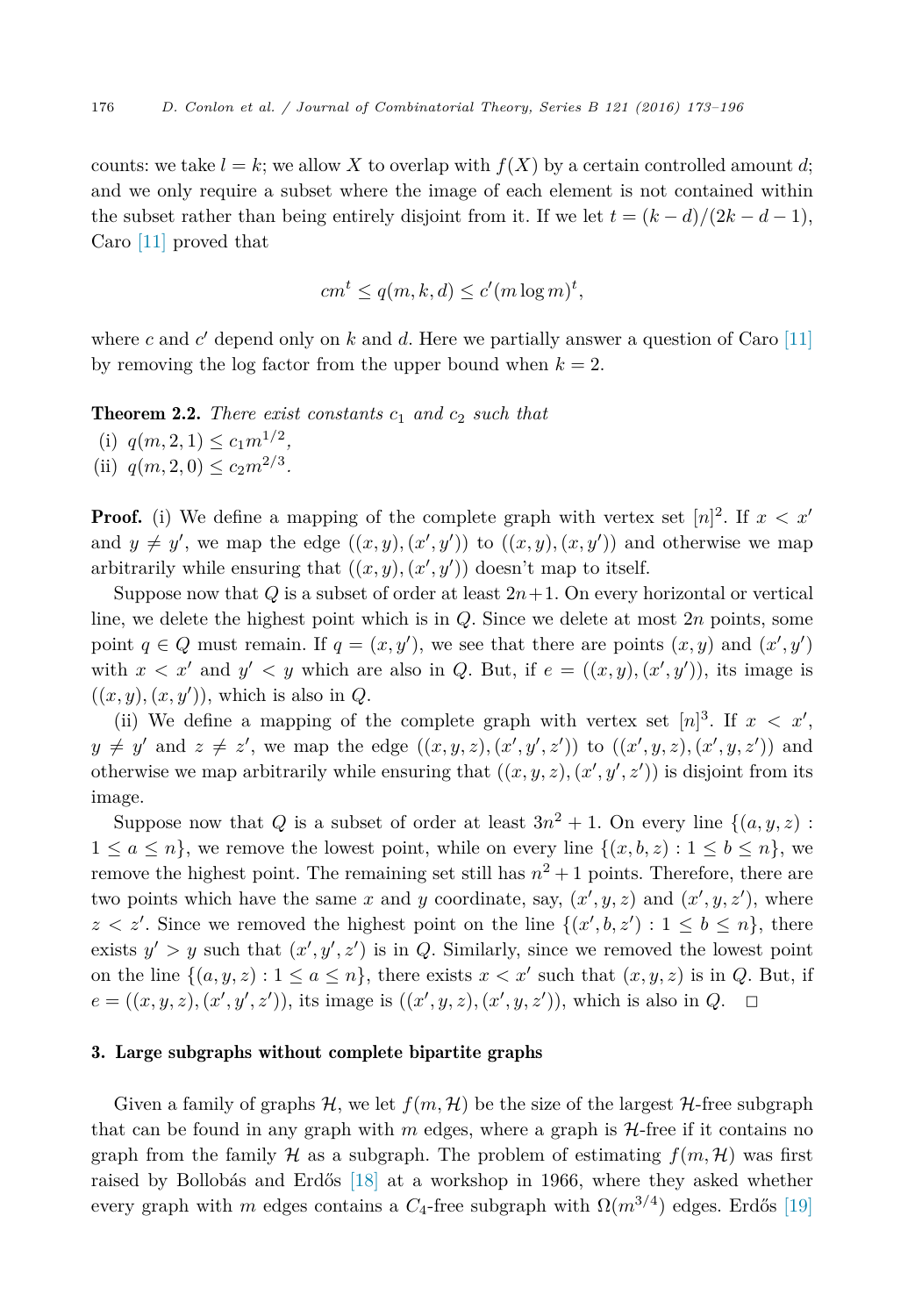counts: we take $l = k$; we allow $X$ to overlap with $f(X)$ by a certain controlled amount $d$; and we only require a subset where the image of each element is not contained within the subset rather than being entirely disjoint from it. If we let $t = (k-d)/(2k-d-1)$, Caro [11] proved that

$$cm^t \leq q(m,k,d) \leq c'(m \log m)^t,$$

where $c$ and $c'$ depend only on $k$ and $d$. Here we partially answer a question of Caro [11] by removing the log factor from the upper bound when $k = 2$.

**Theorem 2.2.** *There exist constants $c_1$ and $c_2$ such that*

(i) $q(m, 2, 1) \leq c_1 m^{1/2}$,

(ii) $q(m, 2, 0) \leq c_2 m^{2/3}$.

**Proof.** (i) We define a mapping of the complete graph with vertex set $[n]^2$. If $x < x'$ and $y \neq y'$, we map the edge $((x,y),(x',y'))$ to $((x,y),(x,y'))$ and otherwise we map arbitrarily while ensuring that $((x,y),(x',y'))$ doesn't map to itself.

Suppose now that $Q$ is a subset of order at least $2n+1$. On every horizontal or vertical line, we delete the highest point which is in $Q$. Since we delete at most $2n$ points, some point $q \in Q$ must remain. If $q = (x, y')$, we see that there are points $(x, y)$ and $(x', y')$ with $x < x'$ and $y' < y$ which are also in $Q$. But, if $e = ((x,y),(x',y'))$, its image is $((x,y),(x,y'))$, which is also in $Q$.

(ii) We define a mapping of the complete graph with vertex set $[n]^3$. If $x < x'$, $y \neq y'$ and $z \neq z'$, we map the edge $((x,y,z),(x',y',z'))$ to $((x',y,z),(x',y,z'))$ and otherwise we map arbitrarily while ensuring that $((x,y,z),(x',y',z'))$ is disjoint from its image.

Suppose now that $Q$ is a subset of order at least $3n^2+1$. On every line $\{(a,y,z) : 1 \leq a \leq n\}$, we remove the lowest point, while on every line $\{(x,b,z) : 1 \leq b \leq n\}$, we remove the highest point. The remaining set still has $n^2+1$ points. Therefore, there are two points which have the same $x$ and $y$ coordinate, say, $(x',y,z)$ and $(x',y,z')$, where $z < z'$. Since we removed the highest point on the line $\{(x',b,z') : 1 \leq b \leq n\}$, there exists $y' > y$ such that $(x',y',z')$ is in $Q$. Similarly, since we removed the lowest point on the line $\{(a,y,z) : 1 \leq a \leq n\}$, there exists $x < x'$ such that $(x,y,z)$ is in $Q$. But, if $e = ((x,y,z),(x',y',z'))$, its image is $((x',y,z),(x',y,z'))$, which is also in $Q$. $\square$

## 3. Large subgraphs without complete bipartite graphs

Given a family of graphs $\mathcal{H}$, we let $f(m, \mathcal{H})$ be the size of the largest $\mathcal{H}$-free subgraph that can be found in any graph with $m$ edges, where a graph is $\mathcal{H}$-free if it contains no graph from the family $\mathcal{H}$ as a subgraph. The problem of estimating $f(m, \mathcal{H})$ was first raised by Bollobás and Erdős [18] at a workshop in 1966, where they asked whether every graph with $m$ edges contains a $C_4$-free subgraph with $\Omega(m^{3/4})$ edges. Erdős [19]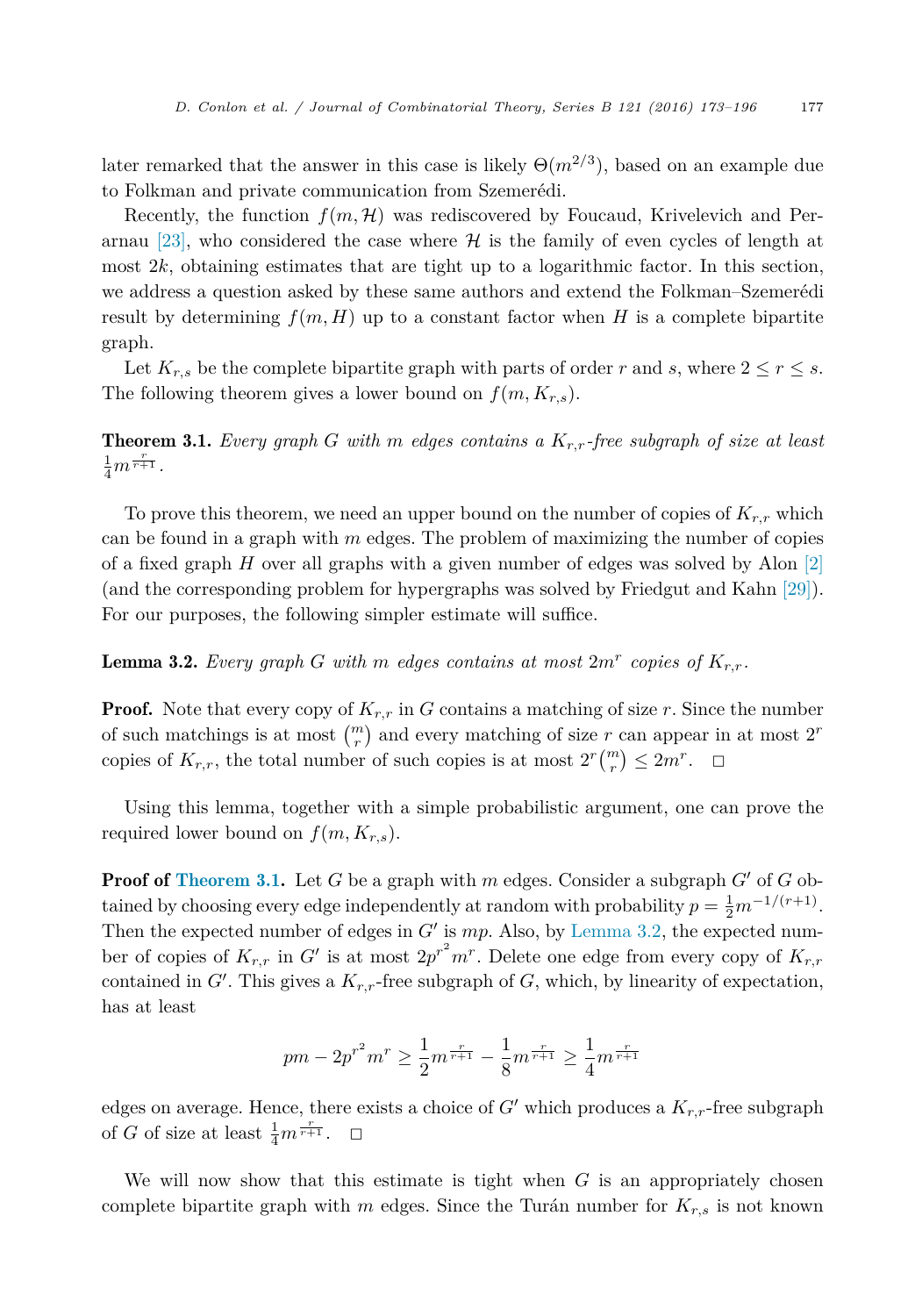later remarked that the answer in this case is likely $\Theta(m^{2/3})$, based on an example due to Folkman and private communication from Szemerédi.

Recently, the function $f(m, \mathcal{H})$ was rediscovered by Foucaud, Krivelevich and Perarnau [23], who considered the case where $\mathcal{H}$ is the family of even cycles of length at most $2k$, obtaining estimates that are tight up to a logarithmic factor. In this section, we address a question asked by these same authors and extend the Folkman–Szemerédi result by determining $f(m, H)$ up to a constant factor when $H$ is a complete bipartite graph.

Let $K_{r,s}$ be the complete bipartite graph with parts of order $r$ and $s$, where $2 \leq r \leq s$. The following theorem gives a lower bound on $f(m, K_{r,s})$.

**Theorem 3.1.** *Every graph $G$ with $m$ edges contains a $K_{r,r}$-free subgraph of size at least $\frac{1}{4}m^{\frac{r}{r+1}}$.*

To prove this theorem, we need an upper bound on the number of copies of $K_{r,r}$ which can be found in a graph with $m$ edges. The problem of maximizing the number of copies of a fixed graph $H$ over all graphs with a given number of edges was solved by Alon [2] (and the corresponding problem for hypergraphs was solved by Friedgut and Kahn [29]). For our purposes, the following simpler estimate will suffice.

**Lemma 3.2.** *Every graph $G$ with $m$ edges contains at most $2m^r$ copies of $K_{r,r}$.*

**Proof.** Note that every copy of $K_{r,r}$ in $G$ contains a matching of size $r$. Since the number of such matchings is at most $\binom{m}{r}$ and every matching of size $r$ can appear in at most $2^r$ copies of $K_{r,r}$, the total number of such copies is at most $2^r\binom{m}{r} \leq 2m^r$. $\square$

Using this lemma, together with a simple probabilistic argument, one can prove the required lower bound on $f(m, K_{r,s})$.

**Proof of Theorem 3.1.** Let $G$ be a graph with $m$ edges. Consider a subgraph $G'$ of $G$ obtained by choosing every edge independently at random with probability $p = \frac{1}{2}m^{-1/(r+1)}$. Then the expected number of edges in $G'$ is $mp$. Also, by Lemma 3.2, the expected number of copies of $K_{r,r}$ in $G'$ is at most $2p^{r^2}m^r$. Delete one edge from every copy of $K_{r,r}$ contained in $G'$. This gives a $K_{r,r}$-free subgraph of $G$, which, by linearity of expectation, has at least

$$pm - 2p^{r^2}m^r \geq \frac{1}{2}m^{\frac{r}{r+1}} - \frac{1}{8}m^{\frac{r}{r+1}} \geq \frac{1}{4}m^{\frac{r}{r+1}}$$

edges on average. Hence, there exists a choice of $G'$ which produces a $K_{r,r}$-free subgraph of $G$ of size at least $\frac{1}{4}m^{\frac{r}{r+1}}$. $\square$

We will now show that this estimate is tight when $G$ is an appropriately chosen complete bipartite graph with $m$ edges. Since the Turán number for $K_{r,s}$ is not known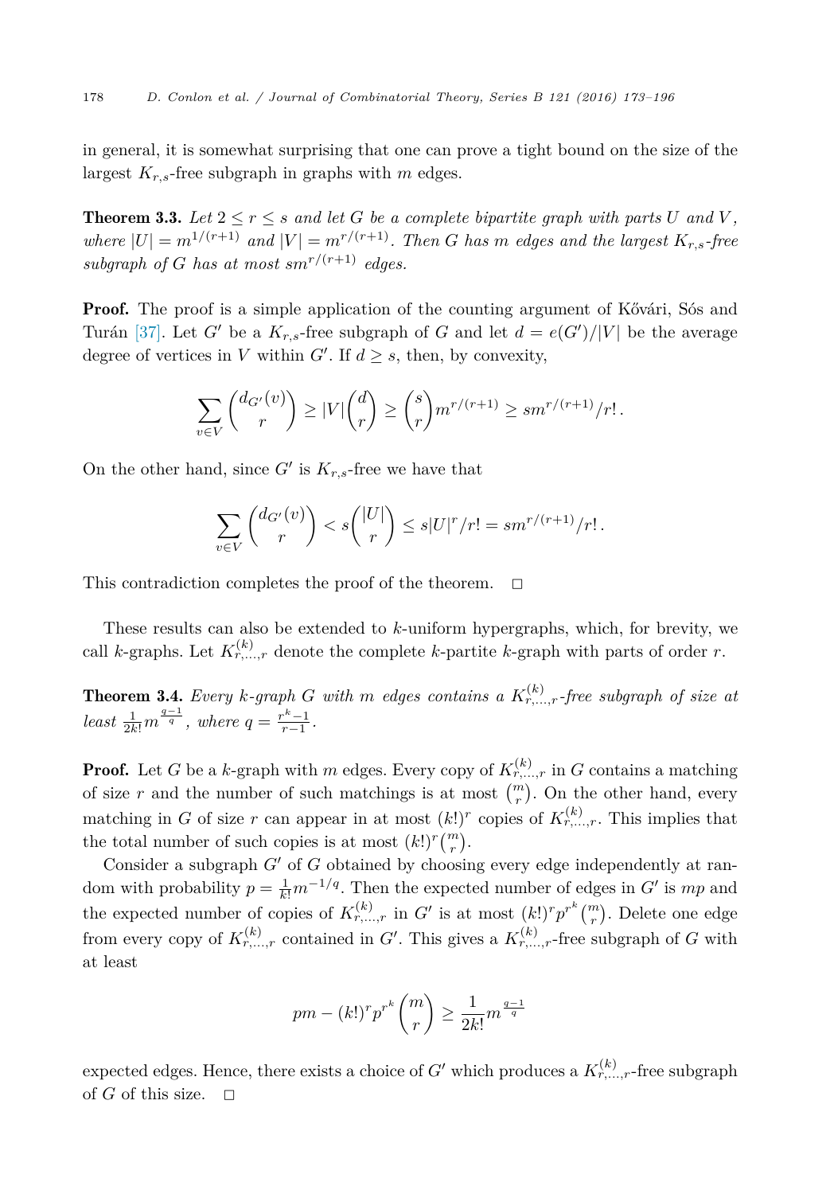in general, it is somewhat surprising that one can prove a tight bound on the size of the largest $K_{r,s}$-free subgraph in graphs with $m$ edges.

**Theorem 3.3.** *Let $2 \le r \le s$ and let $G$ be a complete bipartite graph with parts $U$ and $V$, where $|U| = m^{1/(r+1)}$ and $|V| = m^{r/(r+1)}$. Then $G$ has $m$ edges and the largest $K_{r,s}$-free subgraph of $G$ has at most $sm^{r/(r+1)}$ edges.*

**Proof.** The proof is a simple application of the counting argument of Kővári, Sós and Turán [37]. Let $G'$ be a $K_{r,s}$-free subgraph of $G$ and let $d = e(G')/|V|$ be the average degree of vertices in $V$ within $G'$. If $d \ge s$, then, by convexity,

$$\sum_{v \in V} \binom{d_{G'}(v)}{r} \ge |V| \binom{d}{r} \ge \binom{s}{r} m^{r/(r+1)} \ge sm^{r/(r+1)}/r!\,.$$

On the other hand, since $G'$ is $K_{r,s}$-free we have that

$$\sum_{v \in V} \binom{d_{G'}(v)}{r} < s\binom{|U|}{r} \le s|U|^r/r! = sm^{r/(r+1)}/r!\,.$$

This contradiction completes the proof of the theorem. $\square$

These results can also be extended to $k$-uniform hypergraphs, which, for brevity, we call $k$-graphs. Let $K^{(k)}_{r,\dots,r}$ denote the complete $k$-partite $k$-graph with parts of order $r$.

**Theorem 3.4.** *Every $k$-graph $G$ with $m$ edges contains a $K^{(k)}_{r,\dots,r}$-free subgraph of size at least $\frac{1}{2k!} m^{\frac{q-1}{q}}$, where $q = \frac{r^k - 1}{r-1}$.*

**Proof.** Let $G$ be a $k$-graph with $m$ edges. Every copy of $K^{(k)}_{r,\dots,r}$ in $G$ contains a matching of size $r$ and the number of such matchings is at most $\binom{m}{r}$. On the other hand, every matching in $G$ of size $r$ can appear in at most $(k!)^r$ copies of $K^{(k)}_{r,\dots,r}$. This implies that the total number of such copies is at most $(k!)^r \binom{m}{r}$.

Consider a subgraph $G'$ of $G$ obtained by choosing every edge independently at random with probability $p = \frac{1}{k!} m^{-1/q}$. Then the expected number of edges in $G'$ is $mp$ and the expected number of copies of $K^{(k)}_{r,\dots,r}$ in $G'$ is at most $(k!)^r p^{r^k} \binom{m}{r}$. Delete one edge from every copy of $K^{(k)}_{r,\dots,r}$ contained in $G'$. This gives a $K^{(k)}_{r,\dots,r}$-free subgraph of $G$ with at least

$$pm - (k!)^r p^{r^k} \binom{m}{r} \ge \frac{1}{2k!} m^{\frac{q-1}{q}}$$

expected edges. Hence, there exists a choice of $G'$ which produces a $K^{(k)}_{r,\dots,r}$-free subgraph of $G$ of this size. $\square$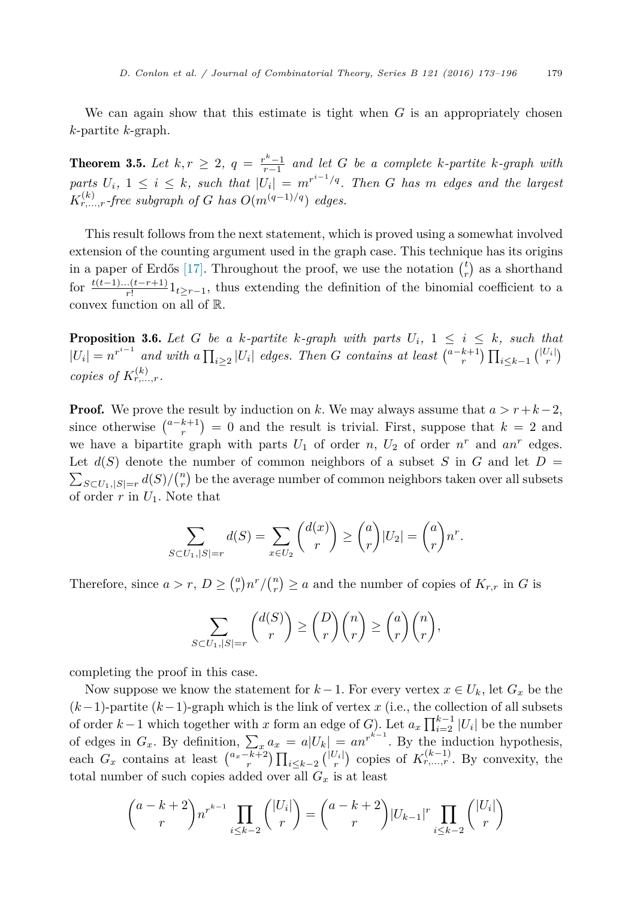We can again show that this estimate is tight when $G$ is an appropriately chosen $k$-partite $k$-graph.

**Theorem 3.5.** *Let $k, r \geq 2$, $q = \frac{r^k - 1}{r-1}$ and let $G$ be a complete $k$-partite $k$-graph with parts $U_i$, $1 \leq i \leq k$, such that $|U_i| = m^{r^{i-1}/q}$. Then $G$ has $m$ edges and the largest $K^{(k)}_{r,\ldots,r}$-free subgraph of $G$ has $O(m^{(q-1)/q})$ edges.*

This result follows from the next statement, which is proved using a somewhat involved extension of the counting argument used in the graph case. This technique has its origins in a paper of Erdős [17]. Throughout the proof, we use the notation $\binom{t}{r}$ as a shorthand for $\frac{t(t-1)\ldots(t-r+1)}{r!}1_{t \geq r-1}$, thus extending the definition of the binomial coefficient to a convex function on all of $\mathbb{R}$.

**Proposition 3.6.** *Let $G$ be a $k$-partite $k$-graph with parts $U_i$, $1 \leq i \leq k$, such that $|U_i| = n^{r^{i-1}}$ and with $a \prod_{i \geq 2} |U_i|$ edges. Then $G$ contains at least $\binom{a-k+1}{r} \prod_{i \leq k-1} \binom{|U_i|}{r}$ copies of $K^{(k)}_{r,\ldots,r}$.*

**Proof.** We prove the result by induction on $k$. We may always assume that $a > r + k - 2$, since otherwise $\binom{a-k+1}{r} = 0$ and the result is trivial. First, suppose that $k = 2$ and we have a bipartite graph with parts $U_1$ of order $n$, $U_2$ of order $n^r$ and $an^r$ edges. Let $d(S)$ denote the number of common neighbors of a subset $S$ in $G$ and let $D = \sum_{S \subset U_1, |S|=r} d(S)/\binom{n}{r}$ be the average number of common neighbors taken over all subsets of order $r$ in $U_1$. Note that

$$\sum_{S \subset U_1, |S|=r} d(S) = \sum_{x \in U_2} \binom{d(x)}{r} \geq \binom{a}{r}|U_2| = \binom{a}{r}n^r.$$

Therefore, since $a > r$, $D \geq \binom{a}{r}n^r/\binom{n}{r} \geq a$ and the number of copies of $K_{r,r}$ in $G$ is

$$\sum_{S \subset U_1, |S|=r} \binom{d(S)}{r} \geq \binom{D}{r}\binom{n}{r} \geq \binom{a}{r}\binom{n}{r},$$

completing the proof in this case.

Now suppose we know the statement for $k-1$. For every vertex $x \in U_k$, let $G_x$ be the $(k-1)$-partite $(k-1)$-graph which is the link of vertex $x$ (i.e., the collection of all subsets of order $k-1$ which together with $x$ form an edge of $G$). Let $a_x \prod_{i=2}^{k-1} |U_i|$ be the number of edges in $G_x$. By definition, $\sum_x a_x = a|U_k| = an^{r^{k-1}}$. By the induction hypothesis, each $G_x$ contains at least $\binom{a_x - k+2}{r} \prod_{i \leq k-2} \binom{|U_i|}{r}$ copies of $K^{(k-1)}_{r,\ldots,r}$. By convexity, the total number of such copies added over all $G_x$ is at least

$$\binom{a-k+2}{r} n^{r^{k-1}} \prod_{i \leq k-2} \binom{|U_i|}{r} = \binom{a-k+2}{r} |U_{k-1}|^r \prod_{i \leq k-2} \binom{|U_i|}{r}$$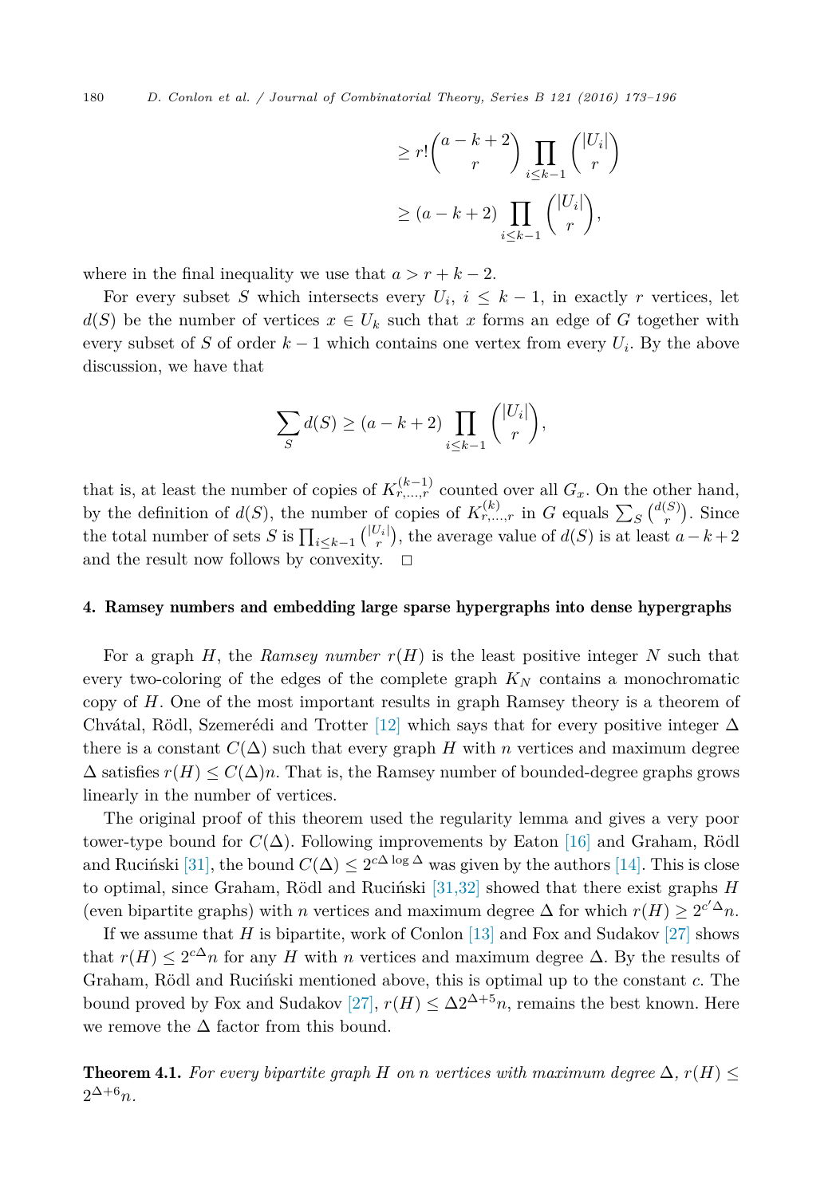$$\geq r!\binom{a-k+2}{r}\prod_{i\leq k-1}\binom{|U_i|}{r}$$

$$\geq (a-k+2)\prod_{i\leq k-1}\binom{|U_i|}{r},$$

where in the final inequality we use that $a > r + k - 2$.

For every subset $S$ which intersects every $U_i$, $i \leq k-1$, in exactly $r$ vertices, let $d(S)$ be the number of vertices $x \in U_k$ such that $x$ forms an edge of $G$ together with every subset of $S$ of order $k-1$ which contains one vertex from every $U_i$. By the above discussion, we have that

$$\sum_S d(S) \geq (a-k+2)\prod_{i\leq k-1}\binom{|U_i|}{r},$$

that is, at least the number of copies of $K^{(k-1)}_{r,\dots,r}$ counted over all $G_x$. On the other hand, by the definition of $d(S)$, the number of copies of $K^{(k)}_{r,\dots,r}$ in $G$ equals $\sum_S \binom{d(S)}{r}$. Since the total number of sets $S$ is $\prod_{i\leq k-1}\binom{|U_i|}{r}$, the average value of $d(S)$ is at least $a-k+2$ and the result now follows by convexity. $\square$

## 4. Ramsey numbers and embedding large sparse hypergraphs into dense hypergraphs

For a graph $H$, the *Ramsey number* $r(H)$ is the least positive integer $N$ such that every two-coloring of the edges of the complete graph $K_N$ contains a monochromatic copy of $H$. One of the most important results in graph Ramsey theory is a theorem of Chvátal, Rödl, Szemerédi and Trotter [12] which says that for every positive integer $\Delta$ there is a constant $C(\Delta)$ such that every graph $H$ with $n$ vertices and maximum degree $\Delta$ satisfies $r(H) \leq C(\Delta)n$. That is, the Ramsey number of bounded-degree graphs grows linearly in the number of vertices.

The original proof of this theorem used the regularity lemma and gives a very poor tower-type bound for $C(\Delta)$. Following improvements by Eaton [16] and Graham, Rödl and Ruciński [31], the bound $C(\Delta) \leq 2^{c\Delta \log \Delta}$ was given by the authors [14]. This is close to optimal, since Graham, Rödl and Ruciński [31,32] showed that there exist graphs $H$ (even bipartite graphs) with $n$ vertices and maximum degree $\Delta$ for which $r(H) \geq 2^{c'\Delta}n$.

If we assume that $H$ is bipartite, work of Conlon [13] and Fox and Sudakov [27] shows that $r(H) \leq 2^{c\Delta}n$ for any $H$ with $n$ vertices and maximum degree $\Delta$. By the results of Graham, Rödl and Ruciński mentioned above, this is optimal up to the constant $c$. The bound proved by Fox and Sudakov [27], $r(H) \leq \Delta 2^{\Delta+5}n$, remains the best known. Here we remove the $\Delta$ factor from this bound.

**Theorem 4.1.** *For every bipartite graph $H$ on $n$ vertices with maximum degree $\Delta$, $r(H) \leq 2^{\Delta+6}n$.*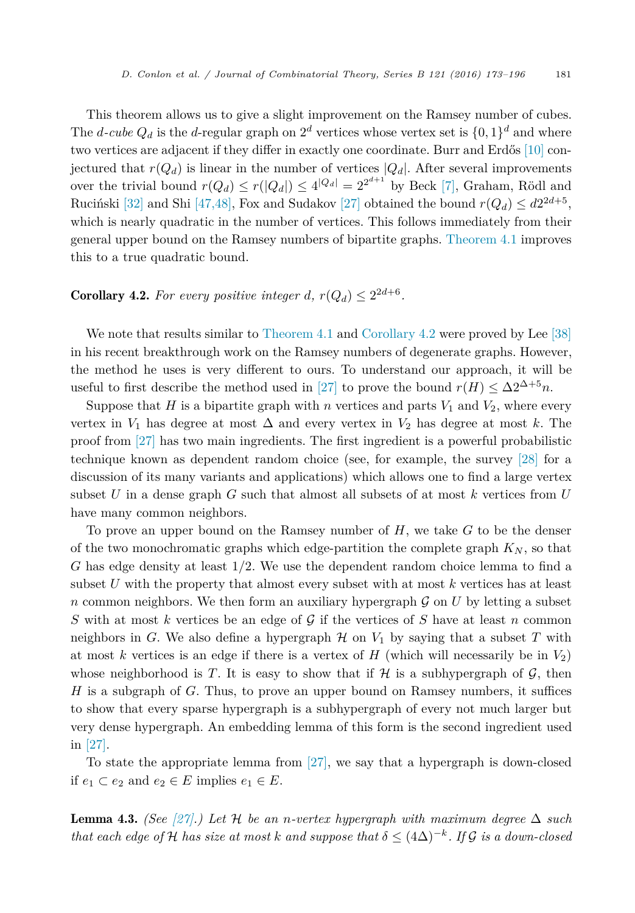This theorem allows us to give a slight improvement on the Ramsey number of cubes. The *d-cube* $Q_d$ is the $d$-regular graph on $2^d$ vertices whose vertex set is $\{0,1\}^d$ and where two vertices are adjacent if they differ in exactly one coordinate. Burr and Erdős [10] conjectured that $r(Q_d)$ is linear in the number of vertices $|Q_d|$. After several improvements over the trivial bound $r(Q_d) \le r(|Q_d|) \le 4^{|Q_d|} = 2^{2^{d+1}}$ by Beck [7], Graham, Rödl and Ruciński [32] and Shi [47,48], Fox and Sudakov [27] obtained the bound $r(Q_d) \le d2^{2d+5}$, which is nearly quadratic in the number of vertices. This follows immediately from their general upper bound on the Ramsey numbers of bipartite graphs. Theorem 4.1 improves this to a true quadratic bound.

**Corollary 4.2.** *For every positive integer $d$, $r(Q_d) \le 2^{2d+6}$.*

We note that results similar to Theorem 4.1 and Corollary 4.2 were proved by Lee [38] in his recent breakthrough work on the Ramsey numbers of degenerate graphs. However, the method he uses is very different to ours. To understand our approach, it will be useful to first describe the method used in [27] to prove the bound $r(H) \le \Delta 2^{\Delta+5} n$.

Suppose that $H$ is a bipartite graph with $n$ vertices and parts $V_1$ and $V_2$, where every vertex in $V_1$ has degree at most $\Delta$ and every vertex in $V_2$ has degree at most $k$. The proof from [27] has two main ingredients. The first ingredient is a powerful probabilistic technique known as dependent random choice (see, for example, the survey [28] for a discussion of its many variants and applications) which allows one to find a large vertex subset $U$ in a dense graph $G$ such that almost all subsets of at most $k$ vertices from $U$ have many common neighbors.

To prove an upper bound on the Ramsey number of $H$, we take $G$ to be the denser of the two monochromatic graphs which edge-partition the complete graph $K_N$, so that $G$ has edge density at least $1/2$. We use the dependent random choice lemma to find a subset $U$ with the property that almost every subset with at most $k$ vertices has at least $n$ common neighbors. We then form an auxiliary hypergraph $\mathcal{G}$ on $U$ by letting a subset $S$ with at most $k$ vertices be an edge of $\mathcal{G}$ if the vertices of $S$ have at least $n$ common neighbors in $G$. We also define a hypergraph $\mathcal{H}$ on $V_1$ by saying that a subset $T$ with at most $k$ vertices is an edge if there is a vertex of $H$ (which will necessarily be in $V_2$) whose neighborhood is $T$. It is easy to show that if $\mathcal{H}$ is a subhypergraph of $\mathcal{G}$, then $H$ is a subgraph of $G$. Thus, to prove an upper bound on Ramsey numbers, it suffices to show that every sparse hypergraph is a subhypergraph of every not much larger but very dense hypergraph. An embedding lemma of this form is the second ingredient used in [27].

To state the appropriate lemma from [27], we say that a hypergraph is down-closed if $e_1 \subset e_2$ and $e_2 \in E$ implies $e_1 \in E$.

**Lemma 4.3.** *(See [27].) Let $\mathcal{H}$ be an $n$-vertex hypergraph with maximum degree $\Delta$ such that each edge of $\mathcal{H}$ has size at most $k$ and suppose that $\delta \le (4\Delta)^{-k}$. If $\mathcal{G}$ is a down-closed*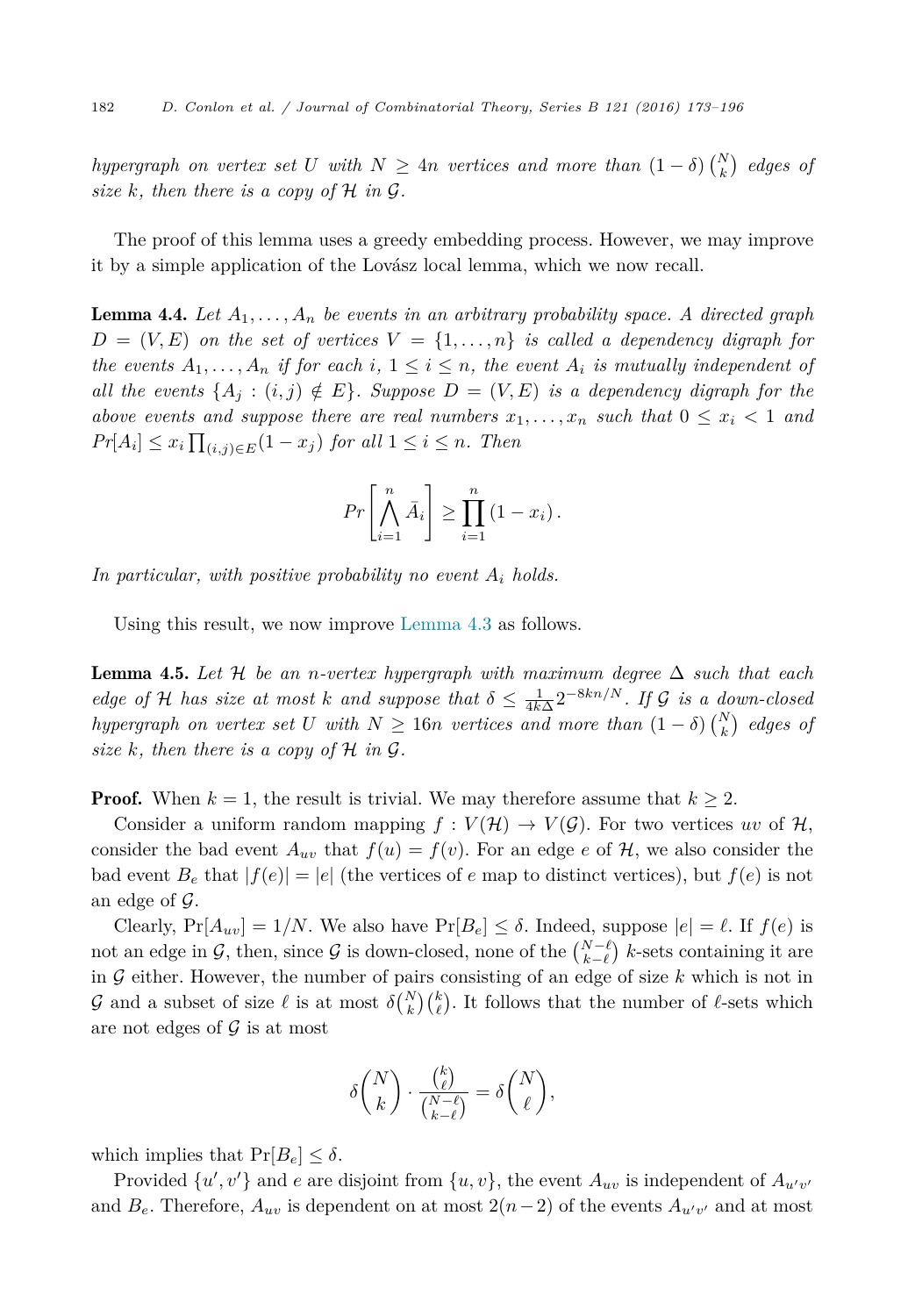*hypergraph on vertex set $U$ with $N \geq 4n$ vertices and more than $(1-\delta)\binom{N}{k}$ edges of size $k$, then there is a copy of $\mathcal{H}$ in $\mathcal{G}$.*

The proof of this lemma uses a greedy embedding process. However, we may improve it by a simple application of the Lovász local lemma, which we now recall.

**Lemma 4.4.** *Let $A_1, \ldots, A_n$ be events in an arbitrary probability space. A directed graph $D = (V, E)$ on the set of vertices $V = \{1, \ldots, n\}$ is called a dependency digraph for the events $A_1, \ldots, A_n$ if for each $i$, $1 \leq i \leq n$, the event $A_i$ is mutually independent of all the events $\{A_j : (i,j) \notin E\}$. Suppose $D = (V, E)$ is a dependency digraph for the above events and suppose there are real numbers $x_1, \ldots, x_n$ such that $0 \leq x_i < 1$ and $Pr[A_i] \leq x_i \prod_{(i,j)\in E}(1 - x_j)$ for all $1 \leq i \leq n$. Then*

$$Pr\left[\bigwedge_{i=1}^{n} \bar{A}_i\right] \geq \prod_{i=1}^{n}(1 - x_i).$$

*In particular, with positive probability no event $A_i$ holds.*

Using this result, we now improve Lemma 4.3 as follows.

**Lemma 4.5.** *Let $\mathcal{H}$ be an $n$-vertex hypergraph with maximum degree $\Delta$ such that each edge of $\mathcal{H}$ has size at most $k$ and suppose that $\delta \leq \frac{1}{4k\Delta}2^{-8kn/N}$. If $\mathcal{G}$ is a down-closed hypergraph on vertex set $U$ with $N \geq 16n$ vertices and more than $(1-\delta)\binom{N}{k}$ edges of size $k$, then there is a copy of $\mathcal{H}$ in $\mathcal{G}$.*

**Proof.** When $k = 1$, the result is trivial. We may therefore assume that $k \geq 2$.

Consider a uniform random mapping $f : V(\mathcal{H}) \to V(\mathcal{G})$. For two vertices $uv$ of $\mathcal{H}$, consider the bad event $A_{uv}$ that $f(u) = f(v)$. For an edge $e$ of $\mathcal{H}$, we also consider the bad event $B_e$ that $|f(e)| = |e|$ (the vertices of $e$ map to distinct vertices), but $f(e)$ is not an edge of $\mathcal{G}$.

Clearly, $\Pr[A_{uv}] = 1/N$. We also have $\Pr[B_e] \leq \delta$. Indeed, suppose $|e| = \ell$. If $f(e)$ is not an edge in $\mathcal{G}$, then, since $\mathcal{G}$ is down-closed, none of the $\binom{N-\ell}{k-\ell}$ $k$-sets containing it are in $\mathcal{G}$ either. However, the number of pairs consisting of an edge of size $k$ which is not in $\mathcal{G}$ and a subset of size $\ell$ is at most $\delta\binom{N}{k}\binom{k}{\ell}$. It follows that the number of $\ell$-sets which are not edges of $\mathcal{G}$ is at most

$$\delta\binom{N}{k} \cdot \frac{\binom{k}{\ell}}{\binom{N-\ell}{k-\ell}} = \delta\binom{N}{\ell},$$

which implies that $\Pr[B_e] \leq \delta$.

Provided $\{u', v'\}$ and $e$ are disjoint from $\{u, v\}$, the event $A_{uv}$ is independent of $A_{u'v'}$ and $B_e$. Therefore, $A_{uv}$ is dependent on at most $2(n-2)$ of the events $A_{u'v'}$ and at most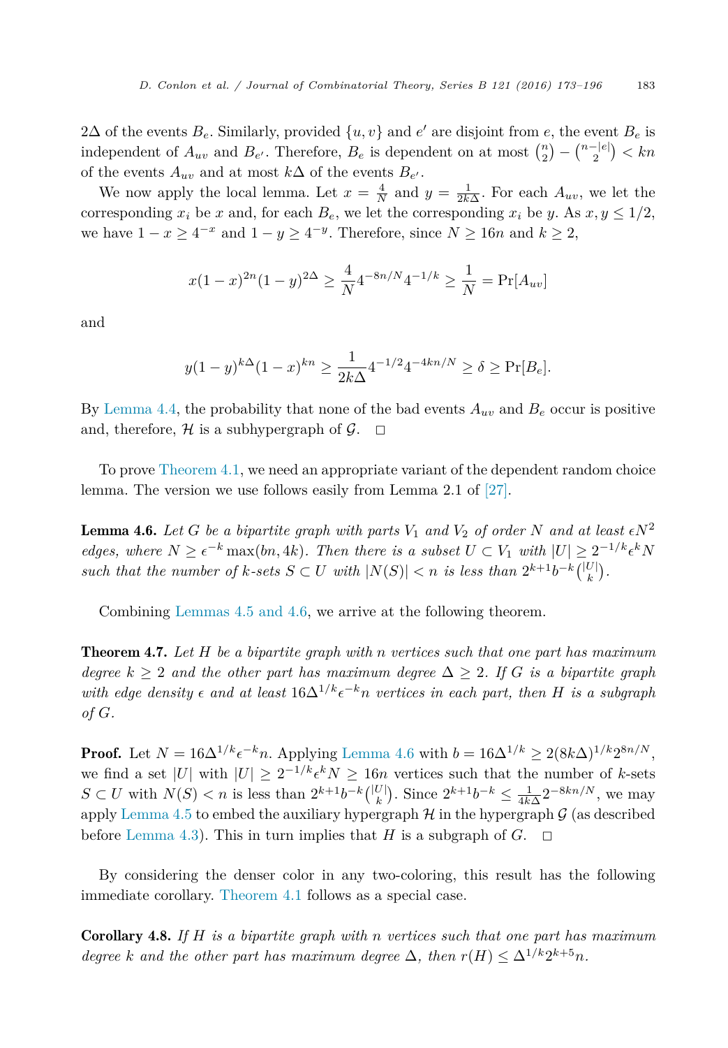$2\Delta$ of the events $B_e$. Similarly, provided $\{u, v\}$ and $e'$ are disjoint from $e$, the event $B_e$ is independent of $A_{uv}$ and $B_{e'}$. Therefore, $B_e$ is dependent on at most $\binom{n}{2} - \binom{n-|e|}{2} < kn$ of the events $A_{uv}$ and at most $k\Delta$ of the events $B_{e'}$.

We now apply the local lemma. Let $x = \frac{4}{N}$ and $y = \frac{1}{2k\Delta}$. For each $A_{uv}$, we let the corresponding $x_i$ be $x$ and, for each $B_e$, we let the corresponding $x_i$ be $y$. As $x, y \leq 1/2$, we have $1 - x \geq 4^{-x}$ and $1 - y \geq 4^{-y}$. Therefore, since $N \geq 16n$ and $k \geq 2$,

$$x(1-x)^{2n}(1-y)^{2\Delta} \geq \frac{4}{N}4^{-8n/N}4^{-1/k} \geq \frac{1}{N} = \Pr[A_{uv}]$$

and

$$y(1-y)^{k\Delta}(1-x)^{kn} \geq \frac{1}{2k\Delta}4^{-1/2}4^{-4kn/N} \geq \delta \geq \Pr[B_e].$$

By Lemma 4.4, the probability that none of the bad events $A_{uv}$ and $B_e$ occur is positive and, therefore, $\mathcal{H}$ is a subhypergraph of $\mathcal{G}$. $\square$

To prove Theorem 4.1, we need an appropriate variant of the dependent random choice lemma. The version we use follows easily from Lemma 2.1 of [27].

**Lemma 4.6.** *Let $G$ be a bipartite graph with parts $V_1$ and $V_2$ of order $N$ and at least $\epsilon N^2$ edges, where $N \geq \epsilon^{-k}\max(bn, 4k)$. Then there is a subset $U \subset V_1$ with $|U| \geq 2^{-1/k}\epsilon^k N$ such that the number of $k$-sets $S \subset U$ with $|N(S)| < n$ is less than $2^{k+1}b^{-k}\binom{|U|}{k}$.*

Combining Lemmas 4.5 and 4.6, we arrive at the following theorem.

**Theorem 4.7.** *Let $H$ be a bipartite graph with $n$ vertices such that one part has maximum degree $k \geq 2$ and the other part has maximum degree $\Delta \geq 2$. If $G$ is a bipartite graph with edge density $\epsilon$ and at least $16\Delta^{1/k}\epsilon^{-k}n$ vertices in each part, then $H$ is a subgraph of $G$.*

**Proof.** Let $N = 16\Delta^{1/k}\epsilon^{-k}n$. Applying Lemma 4.6 with $b = 16\Delta^{1/k} \geq 2(8k\Delta)^{1/k}2^{8n/N}$, we find a set $|U|$ with $|U| \geq 2^{-1/k}\epsilon^k N \geq 16n$ vertices such that the number of $k$-sets $S \subset U$ with $N(S) < n$ is less than $2^{k+1}b^{-k}\binom{|U|}{k}$. Since $2^{k+1}b^{-k} \leq \frac{1}{4k\Delta}2^{-8kn/N}$, we may apply Lemma 4.5 to embed the auxiliary hypergraph $\mathcal{H}$ in the hypergraph $\mathcal{G}$ (as described before Lemma 4.3). This in turn implies that $H$ is a subgraph of $G$. $\square$

By considering the denser color in any two-coloring, this result has the following immediate corollary. Theorem 4.1 follows as a special case.

**Corollary 4.8.** *If $H$ is a bipartite graph with $n$ vertices such that one part has maximum degree $k$ and the other part has maximum degree $\Delta$, then $r(H) \leq \Delta^{1/k}2^{k+5}n$.*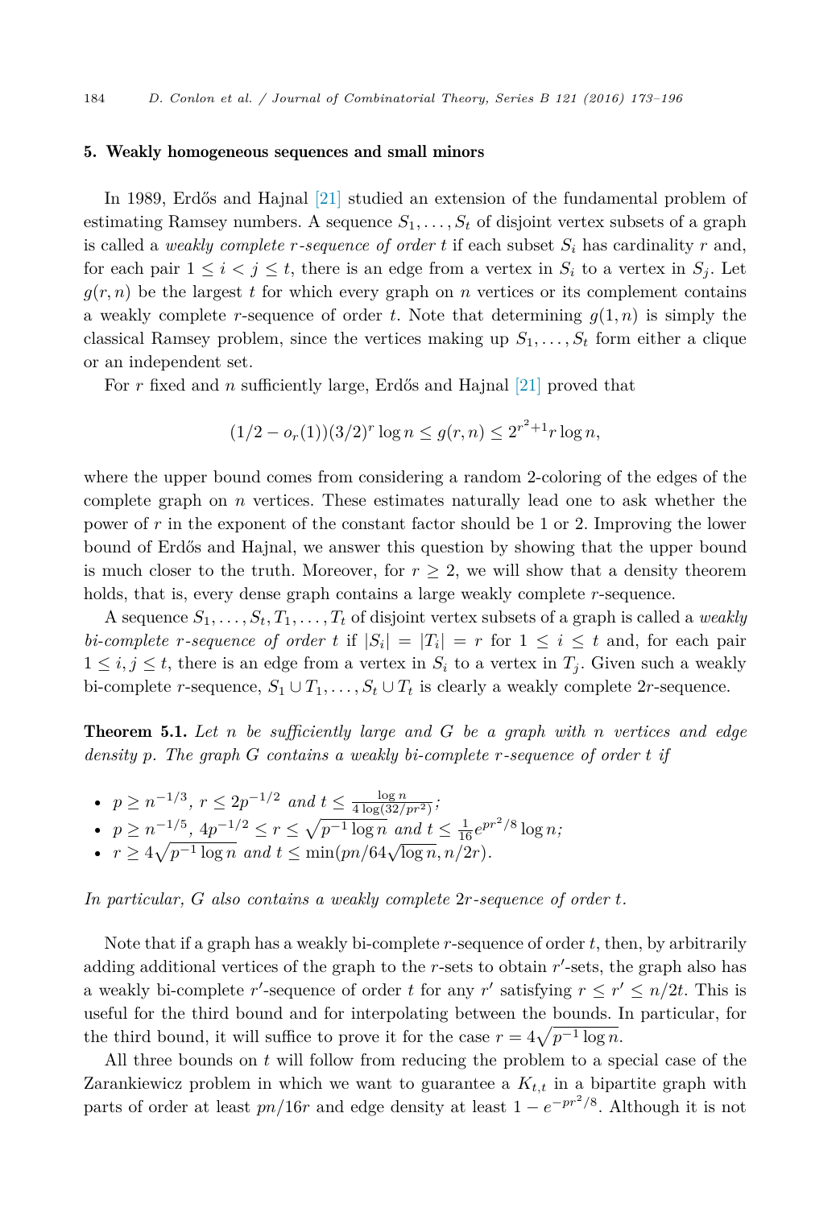## 5. Weakly homogeneous sequences and small minors

In 1989, Erdős and Hajnal [21] studied an extension of the fundamental problem of estimating Ramsey numbers. A sequence $S_1, \dots, S_t$ of disjoint vertex subsets of a graph is called a *weakly complete $r$-sequence of order $t$* if each subset $S_i$ has cardinality $r$ and, for each pair $1 \le i < j \le t$, there is an edge from a vertex in $S_i$ to a vertex in $S_j$. Let $g(r, n)$ be the largest $t$ for which every graph on $n$ vertices or its complement contains a weakly complete $r$-sequence of order $t$. Note that determining $g(1, n)$ is simply the classical Ramsey problem, since the vertices making up $S_1, \dots, S_t$ form either a clique or an independent set.

For $r$ fixed and $n$ sufficiently large, Erdős and Hajnal [21] proved that

$$(1/2 - o_r(1))(3/2)^r \log n \le g(r, n) \le 2^{r^2+1} r \log n,$$

where the upper bound comes from considering a random 2-coloring of the edges of the complete graph on $n$ vertices. These estimates naturally lead one to ask whether the power of $r$ in the exponent of the constant factor should be 1 or 2. Improving the lower bound of Erdős and Hajnal, we answer this question by showing that the upper bound is much closer to the truth. Moreover, for $r \ge 2$, we will show that a density theorem holds, that is, every dense graph contains a large weakly complete $r$-sequence.

A sequence $S_1, \dots, S_t, T_1, \dots, T_t$ of disjoint vertex subsets of a graph is called a *weakly bi-complete $r$-sequence of order $t$* if $|S_i| = |T_i| = r$ for $1 \le i \le t$ and, for each pair $1 \le i, j \le t$, there is an edge from a vertex in $S_i$ to a vertex in $T_j$. Given such a weakly bi-complete $r$-sequence, $S_1 \cup T_1, \dots, S_t \cup T_t$ is clearly a weakly complete $2r$-sequence.

**Theorem 5.1.** *Let $n$ be sufficiently large and $G$ be a graph with $n$ vertices and edge density $p$. The graph $G$ contains a weakly bi-complete $r$-sequence of order $t$ if*

- $p \ge n^{-1/3}$, $r \le 2p^{-1/2}$ *and* $t \le \frac{\log n}{4 \log(32/pr^2)}$;
- $p \ge n^{-1/5}$, $4p^{-1/2} \le r \le \sqrt{p^{-1} \log n}$ *and* $t \le \frac{1}{16} e^{pr^2/8} \log n$;
- $r \ge 4\sqrt{p^{-1} \log n}$ *and* $t \le \min(pn/64\sqrt{\log n}, n/2r)$.

*In particular, $G$ also contains a weakly complete $2r$-sequence of order $t$.*

Note that if a graph has a weakly bi-complete $r$-sequence of order $t$, then, by arbitrarily adding additional vertices of the graph to the $r$-sets to obtain $r'$-sets, the graph also has a weakly bi-complete $r'$-sequence of order $t$ for any $r'$ satisfying $r \le r' \le n/2t$. This is useful for the third bound and for interpolating between the bounds. In particular, for the third bound, it will suffice to prove it for the case $r = 4\sqrt{p^{-1} \log n}$.

All three bounds on $t$ will follow from reducing the problem to a special case of the Zarankiewicz problem in which we want to guarantee a $K_{t,t}$ in a bipartite graph with parts of order at least $pn/16r$ and edge density at least $1 - e^{-pr^2/8}$. Although it is not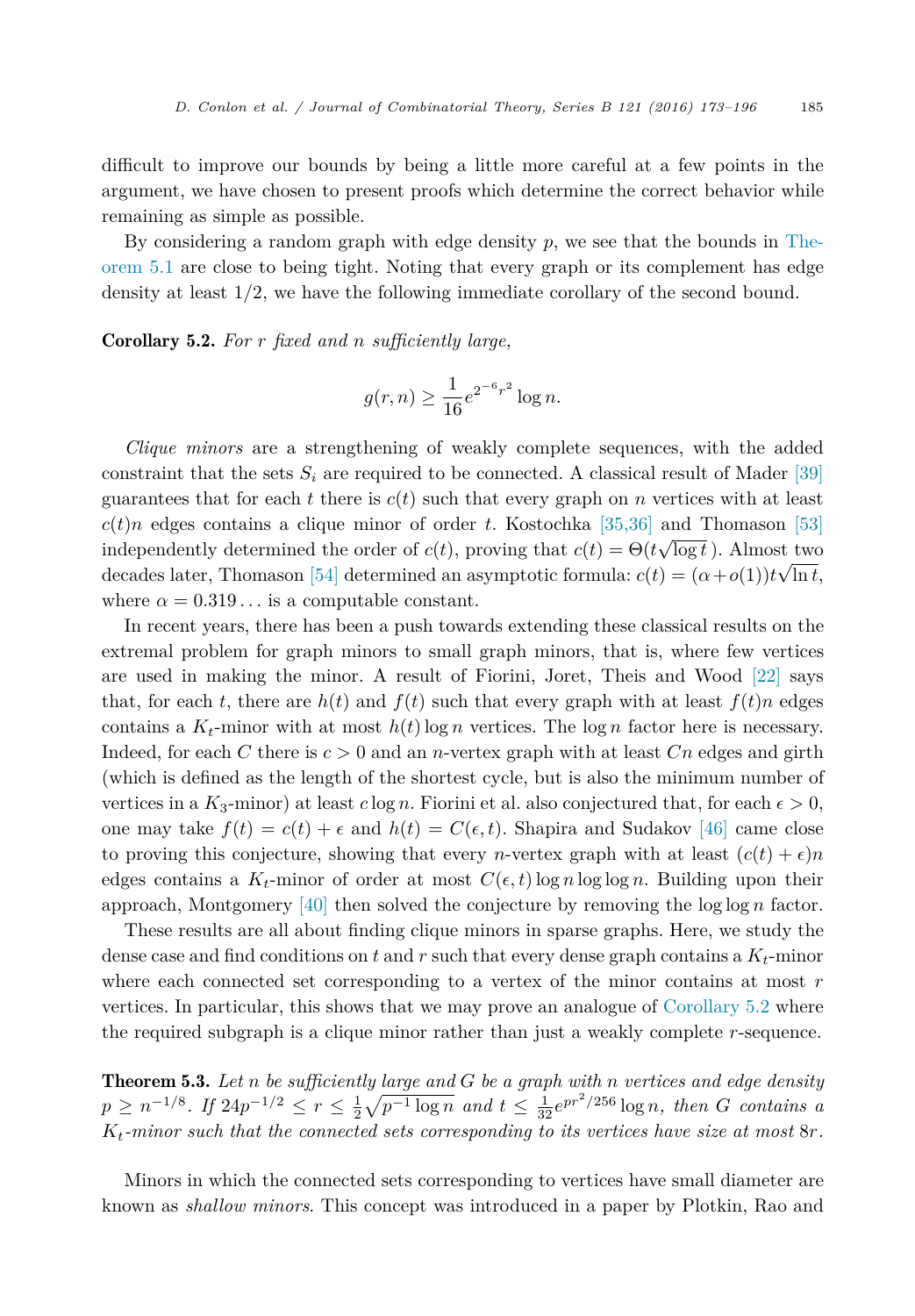difficult to improve our bounds by being a little more careful at a few points in the argument, we have chosen to present proofs which determine the correct behavior while remaining as simple as possible.

By considering a random graph with edge density $p$, we see that the bounds in Theorem 5.1 are close to being tight. Noting that every graph or its complement has edge density at least $1/2$, we have the following immediate corollary of the second bound.

**Corollary 5.2.** *For $r$ fixed and $n$ sufficiently large,*

$$g(r,n) \geq \frac{1}{16} e^{2^{-6}r^2} \log n.$$

*Clique minors* are a strengthening of weakly complete sequences, with the added constraint that the sets $S_i$ are required to be connected. A classical result of Mader [39] guarantees that for each $t$ there is $c(t)$ such that every graph on $n$ vertices with at least $c(t)n$ edges contains a clique minor of order $t$. Kostochka [35,36] and Thomason [53] independently determined the order of $c(t)$, proving that $c(t) = \Theta(t\sqrt{\log t})$. Almost two decades later, Thomason [54] determined an asymptotic formula: $c(t) = (\alpha + o(1))t\sqrt{\ln t}$, where $\alpha = 0.319\ldots$ is a computable constant.

In recent years, there has been a push towards extending these classical results on the extremal problem for graph minors to small graph minors, that is, where few vertices are used in making the minor. A result of Fiorini, Joret, Theis and Wood [22] says that, for each $t$, there are $h(t)$ and $f(t)$ such that every graph with at least $f(t)n$ edges contains a $K_t$-minor with at most $h(t)\log n$ vertices. The $\log n$ factor here is necessary. Indeed, for each $C$ there is $c > 0$ and an $n$-vertex graph with at least $Cn$ edges and girth (which is defined as the length of the shortest cycle, but is also the minimum number of vertices in a $K_3$-minor) at least $c \log n$. Fiorini et al. also conjectured that, for each $\epsilon > 0$, one may take $f(t) = c(t) + \epsilon$ and $h(t) = C(\epsilon, t)$. Shapira and Sudakov [46] came close to proving this conjecture, showing that every $n$-vertex graph with at least $(c(t) + \epsilon)n$ edges contains a $K_t$-minor of order at most $C(\epsilon, t)\log n \log\log n$. Building upon their approach, Montgomery [40] then solved the conjecture by removing the $\log\log n$ factor.

These results are all about finding clique minors in sparse graphs. Here, we study the dense case and find conditions on $t$ and $r$ such that every dense graph contains a $K_t$-minor where each connected set corresponding to a vertex of the minor contains at most $r$ vertices. In particular, this shows that we may prove an analogue of Corollary 5.2 where the required subgraph is a clique minor rather than just a weakly complete $r$-sequence.

**Theorem 5.3.** *Let $n$ be sufficiently large and $G$ be a graph with $n$ vertices and edge density $p \geq n^{-1/8}$. If $24p^{-1/2} \leq r \leq \frac{1}{2}\sqrt{p^{-1}\log n}$ and $t \leq \frac{1}{32}e^{pr^2/256}\log n$, then $G$ contains a $K_t$-minor such that the connected sets corresponding to its vertices have size at most $8r$.*

Minors in which the connected sets corresponding to vertices have small diameter are known as *shallow minors*. This concept was introduced in a paper by Plotkin, Rao and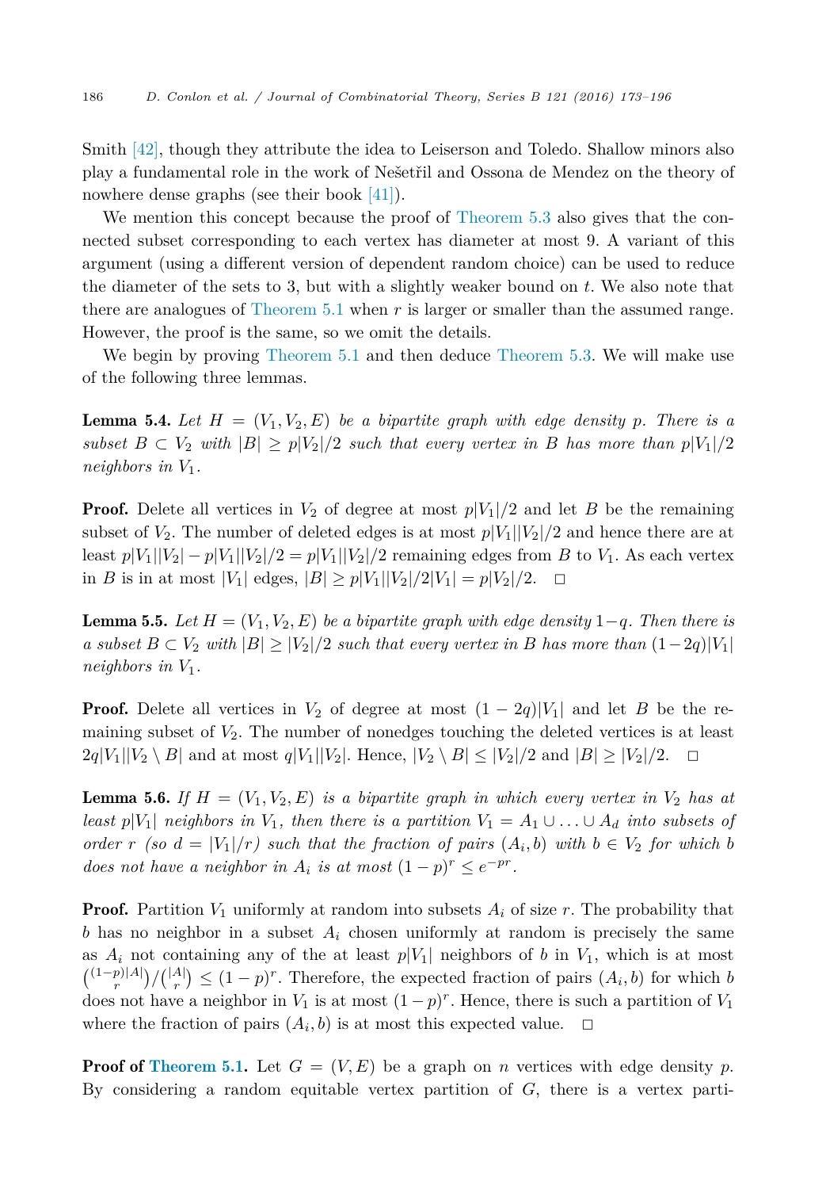Smith [42], though they attribute the idea to Leiserson and Toledo. Shallow minors also play a fundamental role in the work of Nešetřil and Ossona de Mendez on the theory of nowhere dense graphs (see their book [41]).

We mention this concept because the proof of Theorem 5.3 also gives that the connected subset corresponding to each vertex has diameter at most 9. A variant of this argument (using a different version of dependent random choice) can be used to reduce the diameter of the sets to 3, but with a slightly weaker bound on $t$. We also note that there are analogues of Theorem 5.1 when $r$ is larger or smaller than the assumed range. However, the proof is the same, so we omit the details.

We begin by proving Theorem 5.1 and then deduce Theorem 5.3. We will make use of the following three lemmas.

**Lemma 5.4.** *Let $H = (V_1, V_2, E)$ be a bipartite graph with edge density $p$. There is a subset $B \subset V_2$ with $|B| \geq p|V_2|/2$ such that every vertex in $B$ has more than $p|V_1|/2$ neighbors in $V_1$.*

**Proof.** Delete all vertices in $V_2$ of degree at most $p|V_1|/2$ and let $B$ be the remaining subset of $V_2$. The number of deleted edges is at most $p|V_1||V_2|/2$ and hence there are at least $p|V_1||V_2| - p|V_1||V_2|/2 = p|V_1||V_2|/2$ remaining edges from $B$ to $V_1$. As each vertex in $B$ is in at most $|V_1|$ edges, $|B| \geq p|V_1||V_2|/2|V_1| = p|V_2|/2$. $\square$

**Lemma 5.5.** *Let $H = (V_1, V_2, E)$ be a bipartite graph with edge density $1-q$. Then there is a subset $B \subset V_2$ with $|B| \geq |V_2|/2$ such that every vertex in $B$ has more than $(1-2q)|V_1|$ neighbors in $V_1$.*

**Proof.** Delete all vertices in $V_2$ of degree at most $(1 - 2q)|V_1|$ and let $B$ be the remaining subset of $V_2$. The number of nonedges touching the deleted vertices is at least $2q|V_1||V_2 \setminus B|$ and at most $q|V_1||V_2|$. Hence, $|V_2 \setminus B| \leq |V_2|/2$ and $|B| \geq |V_2|/2$. $\square$

**Lemma 5.6.** *If $H = (V_1, V_2, E)$ is a bipartite graph in which every vertex in $V_2$ has at least $p|V_1|$ neighbors in $V_1$, then there is a partition $V_1 = A_1 \cup \ldots \cup A_d$ into subsets of order $r$ (so $d = |V_1|/r$) such that the fraction of pairs $(A_i, b)$ with $b \in V_2$ for which $b$ does not have a neighbor in $A_i$ is at most $(1-p)^r \leq e^{-pr}$.*

**Proof.** Partition $V_1$ uniformly at random into subsets $A_i$ of size $r$. The probability that $b$ has no neighbor in a subset $A_i$ chosen uniformly at random is precisely the same as $A_i$ not containing any of the at least $p|V_1|$ neighbors of $b$ in $V_1$, which is at most $\binom{(1-p)|A|}{r}/\binom{|A|}{r} \leq (1-p)^r$. Therefore, the expected fraction of pairs $(A_i, b)$ for which $b$ does not have a neighbor in $V_1$ is at most $(1-p)^r$. Hence, there is such a partition of $V_1$ where the fraction of pairs $(A_i, b)$ is at most this expected value. $\square$

**Proof of Theorem 5.1.** Let $G = (V, E)$ be a graph on $n$ vertices with edge density $p$. By considering a random equitable vertex partition of $G$, there is a vertex parti-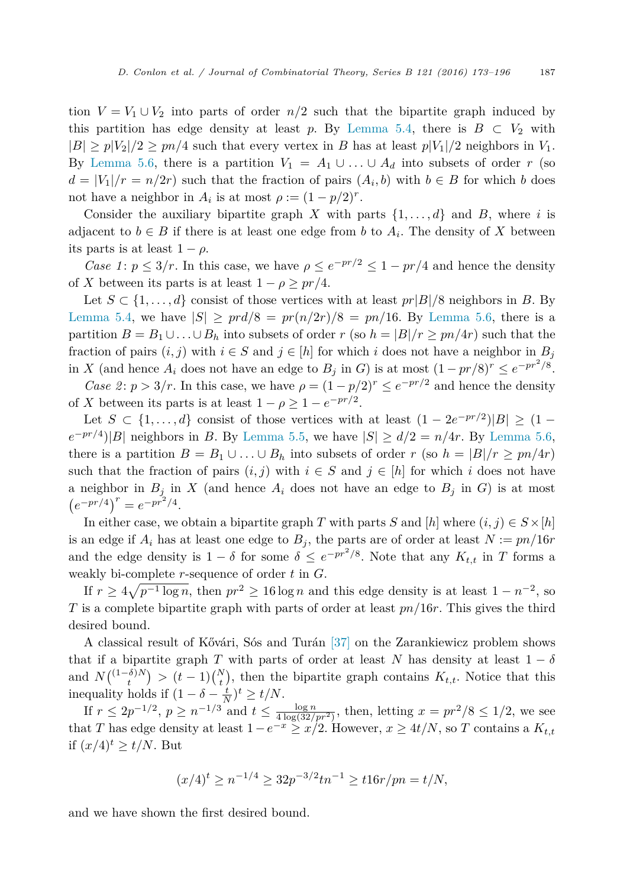tion $V = V_1 \cup V_2$ into parts of order $n/2$ such that the bipartite graph induced by this partition has edge density at least $p$. By Lemma 5.4, there is $B \subset V_2$ with $|B| \geq p|V_2|/2 \geq pn/4$ such that every vertex in $B$ has at least $p|V_1|/2$ neighbors in $V_1$. By Lemma 5.6, there is a partition $V_1 = A_1 \cup \ldots \cup A_d$ into subsets of order $r$ (so $d = |V_1|/r = n/2r$) such that the fraction of pairs $(A_i, b)$ with $b \in B$ for which $b$ does not have a neighbor in $A_i$ is at most $\rho := (1 - p/2)^r$.

Consider the auxiliary bipartite graph $X$ with parts $\{1, \ldots, d\}$ and $B$, where $i$ is adjacent to $b \in B$ if there is at least one edge from $b$ to $A_i$. The density of $X$ between its parts is at least $1 - \rho$.

*Case 1*: $p \leq 3/r$. In this case, we have $\rho \leq e^{-pr/2} \leq 1 - pr/4$ and hence the density of $X$ between its parts is at least $1 - \rho \geq pr/4$.

Let $S \subset \{1, \ldots, d\}$ consist of those vertices with at least $pr|B|/8$ neighbors in $B$. By Lemma 5.4, we have $|S| \geq prd/8 = pr(n/2r)/8 = pn/16$. By Lemma 5.6, there is a partition $B = B_1 \cup \ldots \cup B_h$ into subsets of order $r$ (so $h = |B|/r \geq pn/4r$) such that the fraction of pairs $(i, j)$ with $i \in S$ and $j \in [h]$ for which $i$ does not have a neighbor in $B_j$ in $X$ (and hence $A_i$ does not have an edge to $B_j$ in $G$) is at most $(1 - pr/8)^r \leq e^{-pr^2/8}$.

*Case 2*: $p > 3/r$. In this case, we have $\rho = (1 - p/2)^r \leq e^{-pr/2}$ and hence the density of $X$ between its parts is at least $1 - \rho \geq 1 - e^{-pr/2}$.

Let $S \subset \{1, \ldots, d\}$ consist of those vertices with at least $(1 - 2e^{-pr/2})|B| \geq (1 - e^{-pr/4})|B|$ neighbors in $B$. By Lemma 5.5, we have $|S| \geq d/2 = n/4r$. By Lemma 5.6, there is a partition $B = B_1 \cup \ldots \cup B_h$ into subsets of order $r$ (so $h = |B|/r \geq pn/4r$) such that the fraction of pairs $(i, j)$ with $i \in S$ and $j \in [h]$ for which $i$ does not have a neighbor in $B_j$ in $X$ (and hence $A_i$ does not have an edge to $B_j$ in $G$) is at most $\left(e^{-pr/4}\right)^r = e^{-pr^2/4}$.

In either case, we obtain a bipartite graph $T$ with parts $S$ and $[h]$ where $(i, j) \in S \times [h]$ is an edge if $A_i$ has at least one edge to $B_j$, the parts are of order at least $N := pn/16r$ and the edge density is $1 - \delta$ for some $\delta \leq e^{-pr^2/8}$. Note that any $K_{t,t}$ in $T$ forms a weakly bi-complete $r$-sequence of order $t$ in $G$.

If $r \geq 4\sqrt{p^{-1} \log n}$, then $pr^2 \geq 16 \log n$ and this edge density is at least $1 - n^{-2}$, so $T$ is a complete bipartite graph with parts of order at least $pn/16r$. This gives the third desired bound.

A classical result of Kővári, Sós and Turán [37] on the Zarankiewicz problem shows that if a bipartite graph $T$ with parts of order at least $N$ has density at least $1 - \delta$ and $N\binom{(1-\delta)N}{t} > (t-1)\binom{N}{t}$, then the bipartite graph contains $K_{t,t}$. Notice that this inequality holds if $(1 - \delta - \frac{t}{N})^t \geq t/N$.

If $r \leq 2p^{-1/2}$, $p \geq n^{-1/3}$ and $t \leq \frac{\log n}{4 \log(32/pr^2)}$, then, letting $x = pr^2/8 \leq 1/2$, we see that $T$ has edge density at least $1 - e^{-x} \geq x/2$. However, $x \geq 4t/N$, so $T$ contains a $K_{t,t}$ if $(x/4)^t \geq t/N$. But

$$(x/4)^t \geq n^{-1/4} \geq 32p^{-3/2}tn^{-1} \geq t16r/pn = t/N,$$

and we have shown the first desired bound.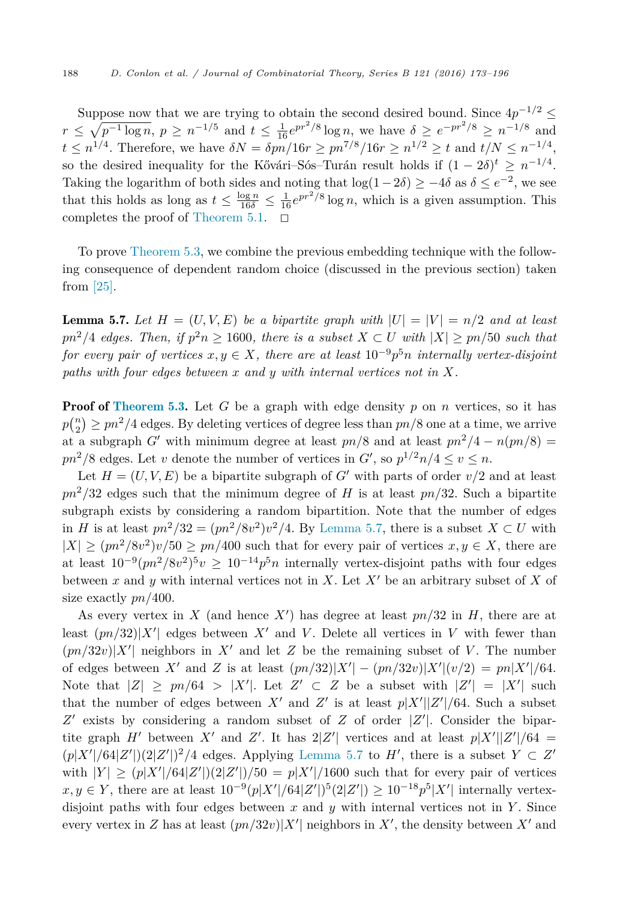Suppose now that we are trying to obtain the second desired bound. Since $4p^{-1/2} \leq r \leq \sqrt{p^{-1}\log n}$, $p \geq n^{-1/5}$ and $t \leq \frac{1}{16}e^{pr^2/8}\log n$, we have $\delta \geq e^{-pr^2/8} \geq n^{-1/8}$ and $t \leq n^{1/4}$. Therefore, we have $\delta N = \delta pn/16r \geq pn^{7/8}/16r \geq n^{1/2} \geq t$ and $t/N \leq n^{-1/4}$, so the desired inequality for the Kővári–Sós–Turán result holds if $(1-2\delta)^t \geq n^{-1/4}$. Taking the logarithm of both sides and noting that $\log(1-2\delta) \geq -4\delta$ as $\delta \leq e^{-2}$, we see that this holds as long as $t \leq \frac{\log n}{16\delta} \leq \frac{1}{16}e^{pr^2/8}\log n$, which is a given assumption. This completes the proof of Theorem 5.1. □

To prove Theorem 5.3, we combine the previous embedding technique with the following consequence of dependent random choice (discussed in the previous section) taken from [25].

**Lemma 5.7.** *Let $H = (U, V, E)$ be a bipartite graph with $|U| = |V| = n/2$ and at least $pn^2/4$ edges. Then, if $p^2 n \geq 1600$, there is a subset $X \subset U$ with $|X| \geq pn/50$ such that for every pair of vertices $x, y \in X$, there are at least $10^{-9}p^5 n$ internally vertex-disjoint paths with four edges between $x$ and $y$ with internal vertices not in $X$.*

**Proof of Theorem 5.3.** Let $G$ be a graph with edge density $p$ on $n$ vertices, so it has $p\binom{n}{2} \geq pn^2/4$ edges. By deleting vertices of degree less than $pn/8$ one at a time, we arrive at a subgraph $G'$ with minimum degree at least $pn/8$ and at least $pn^2/4 - n(pn/8) = pn^2/8$ edges. Let $v$ denote the number of vertices in $G'$, so $p^{1/2}n/4 \leq v \leq n$.

Let $H = (U, V, E)$ be a bipartite subgraph of $G'$ with parts of order $v/2$ and at least $pn^2/32$ edges such that the minimum degree of $H$ is at least $pn/32$. Such a bipartite subgraph exists by considering a random bipartition. Note that the number of edges in $H$ is at least $pn^2/32 = (pn^2/8v^2)v^2/4$. By Lemma 5.7, there is a subset $X \subset U$ with $|X| \geq (pn^2/8v^2)v/50 \geq pn/400$ such that for every pair of vertices $x, y \in X$, there are at least $10^{-9}(pn^2/8v^2)^5 v \geq 10^{-14}p^5 n$ internally vertex-disjoint paths with four edges between $x$ and $y$ with internal vertices not in $X$. Let $X'$ be an arbitrary subset of $X$ of size exactly $pn/400$.

As every vertex in $X$ (and hence $X'$) has degree at least $pn/32$ in $H$, there are at least $(pn/32)|X'|$ edges between $X'$ and $V$. Delete all vertices in $V$ with fewer than $(pn/32v)|X'|$ neighbors in $X'$ and let $Z$ be the remaining subset of $V$. The number of edges between $X'$ and $Z$ is at least $(pn/32)|X'| - (pn/32v)|X'|(v/2) = pn|X'|/64$. Note that $|Z| \geq pn/64 > |X'|$. Let $Z' \subset Z$ be a subset with $|Z'| = |X'|$ such that the number of edges between $X'$ and $Z'$ is at least $p|X'||Z'|/64$. Such a subset $Z'$ exists by considering a random subset of $Z$ of order $|Z'|$. Consider the bipartite graph $H'$ between $X'$ and $Z'$. It has $2|Z'|$ vertices and at least $p|X'||Z'|/64 = (p|X'|/64|Z'|)(2|Z'|)^2/4$ edges. Applying Lemma 5.7 to $H'$, there is a subset $Y \subset Z'$ with $|Y| \geq (p|X'|/64|Z'|)(2|Z'|)/50 = p|X'|/1600$ such that for every pair of vertices $x, y \in Y$, there are at least $10^{-9}(p|X'|/64|Z'|)^5(2|Z'|) \geq 10^{-18}p^5|X'|$ internally vertex-disjoint paths with four edges between $x$ and $y$ with internal vertices not in $Y$. Since every vertex in $Z$ has at least $(pn/32v)|X'|$ neighbors in $X'$, the density between $X'$ and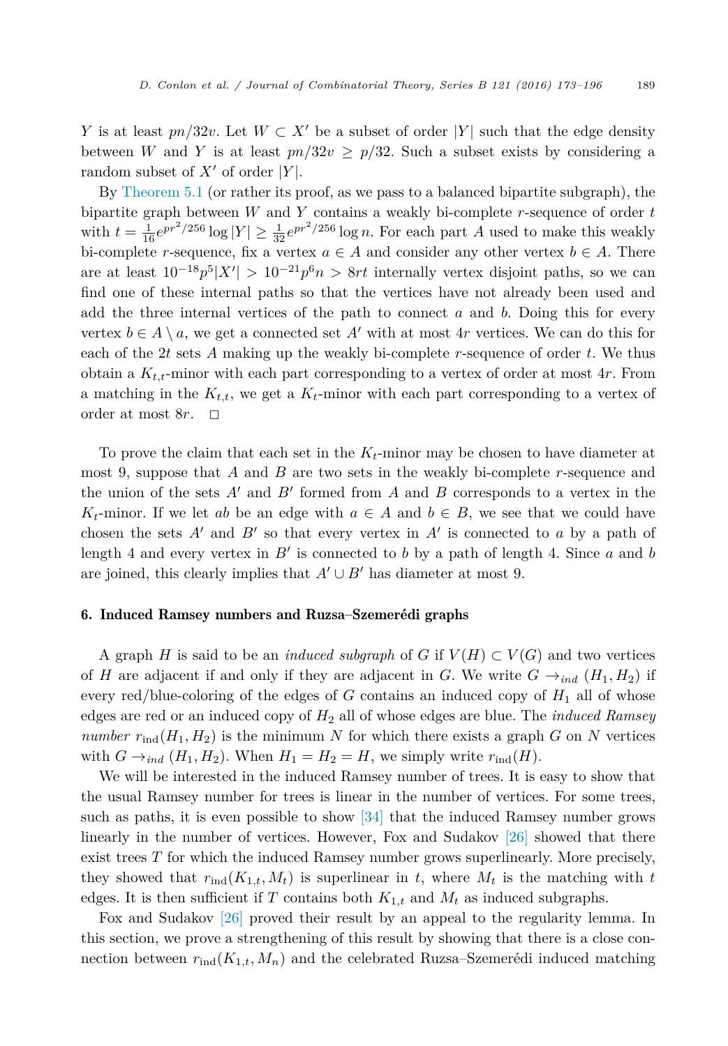$Y$ is at least $pn/32v$. Let $W \subset X'$ be a subset of order $|Y|$ such that the edge density between $W$ and $Y$ is at least $pn/32v \geq p/32$. Such a subset exists by considering a random subset of $X'$ of order $|Y|$.

By Theorem 5.1 (or rather its proof, as we pass to a balanced bipartite subgraph), the bipartite graph between $W$ and $Y$ contains a weakly bi-complete $r$-sequence of order $t$ with $t = \frac{1}{16}e^{pr^2/256} \log |Y| \geq \frac{1}{32}e^{pr^2/256} \log n$. For each part $A$ used to make this weakly bi-complete $r$-sequence, fix a vertex $a \in A$ and consider any other vertex $b \in A$. There are at least $10^{-18}p^5|X'| > 10^{-21}p^6 n > 8rt$ internally vertex disjoint paths, so we can find one of these internal paths so that the vertices have not already been used and add the three internal vertices of the path to connect $a$ and $b$. Doing this for every vertex $b \in A \setminus a$, we get a connected set $A'$ with at most $4r$ vertices. We can do this for each of the $2t$ sets $A$ making up the weakly bi-complete $r$-sequence of order $t$. We thus obtain a $K_{t,t}$-minor with each part corresponding to a vertex of order at most $4r$. From a matching in the $K_{t,t}$, we get a $K_t$-minor with each part corresponding to a vertex of order at most $8r$. $\square$

To prove the claim that each set in the $K_t$-minor may be chosen to have diameter at most 9, suppose that $A$ and $B$ are two sets in the weakly bi-complete $r$-sequence and the union of the sets $A'$ and $B'$ formed from $A$ and $B$ corresponds to a vertex in the $K_t$-minor. If we let $ab$ be an edge with $a \in A$ and $b \in B$, we see that we could have chosen the sets $A'$ and $B'$ so that every vertex in $A'$ is connected to $a$ by a path of length 4 and every vertex in $B'$ is connected to $b$ by a path of length 4. Since $a$ and $b$ are joined, this clearly implies that $A' \cup B'$ has diameter at most 9.

## 6. Induced Ramsey numbers and Ruzsa–Szemerédi graphs

A graph $H$ is said to be an *induced subgraph* of $G$ if $V(H) \subset V(G)$ and two vertices of $H$ are adjacent if and only if they are adjacent in $G$. We write $G \rightarrow_{ind} (H_1, H_2)$ if every red/blue-coloring of the edges of $G$ contains an induced copy of $H_1$ all of whose edges are red or an induced copy of $H_2$ all of whose edges are blue. The *induced Ramsey number* $r_{\text{ind}}(H_1, H_2)$ is the minimum $N$ for which there exists a graph $G$ on $N$ vertices with $G \rightarrow_{ind} (H_1, H_2)$. When $H_1 = H_2 = H$, we simply write $r_{\text{ind}}(H)$.

We will be interested in the induced Ramsey number of trees. It is easy to show that the usual Ramsey number for trees is linear in the number of vertices. For some trees, such as paths, it is even possible to show [34] that the induced Ramsey number grows linearly in the number of vertices. However, Fox and Sudakov [26] showed that there exist trees $T$ for which the induced Ramsey number grows superlinearly. More precisely, they showed that $r_{\text{ind}}(K_{1,t}, M_t)$ is superlinear in $t$, where $M_t$ is the matching with $t$ edges. It is then sufficient if $T$ contains both $K_{1,t}$ and $M_t$ as induced subgraphs.

Fox and Sudakov [26] proved their result by an appeal to the regularity lemma. In this section, we prove a strengthening of this result by showing that there is a close connection between $r_{\text{ind}}(K_{1,t}, M_n)$ and the celebrated Ruzsa–Szemerédi induced matching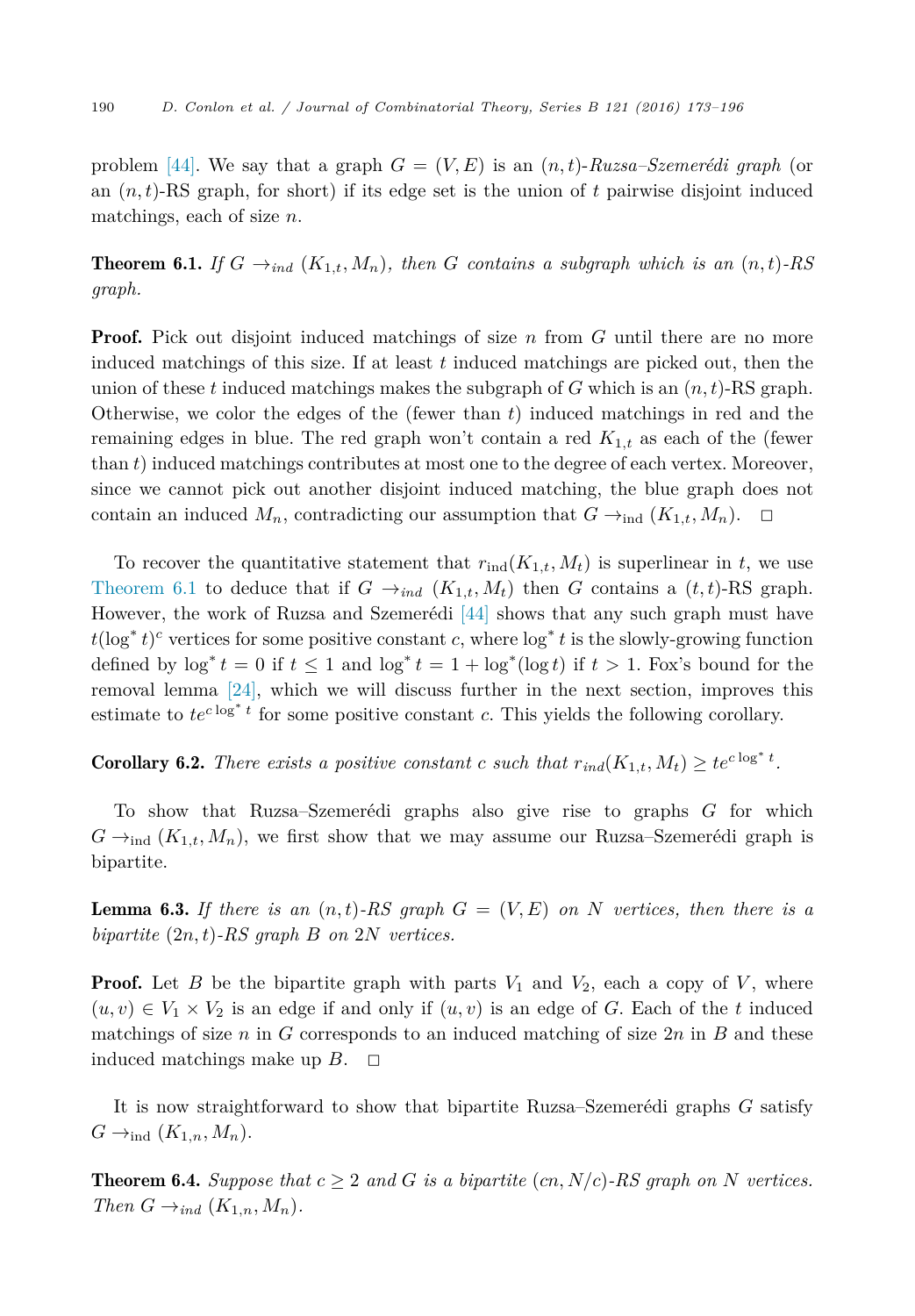problem [44]. We say that a graph $G = (V, E)$ is an $(n, t)$-*Ruzsa–Szemerédi graph* (or an $(n, t)$-RS graph, for short) if its edge set is the union of $t$ pairwise disjoint induced matchings, each of size $n$.

**Theorem 6.1.** *If $G \rightarrow_{ind} (K_{1,t}, M_n)$, then $G$ contains a subgraph which is an $(n, t)$-RS graph.*

**Proof.** Pick out disjoint induced matchings of size $n$ from $G$ until there are no more induced matchings of this size. If at least $t$ induced matchings are picked out, then the union of these $t$ induced matchings makes the subgraph of $G$ which is an $(n, t)$-RS graph. Otherwise, we color the edges of the (fewer than $t$) induced matchings in red and the remaining edges in blue. The red graph won't contain a red $K_{1,t}$ as each of the (fewer than $t$) induced matchings contributes at most one to the degree of each vertex. Moreover, since we cannot pick out another disjoint induced matching, the blue graph does not contain an induced $M_n$, contradicting our assumption that $G \rightarrow_{\text{ind}} (K_{1,t}, M_n)$. $\square$

To recover the quantitative statement that $r_{\text{ind}}(K_{1,t}, M_t)$ is superlinear in $t$, we use Theorem 6.1 to deduce that if $G \rightarrow_{ind} (K_{1,t}, M_t)$ then $G$ contains a $(t, t)$-RS graph. However, the work of Ruzsa and Szemerédi [44] shows that any such graph must have $t(\log^* t)^c$ vertices for some positive constant $c$, where $\log^* t$ is the slowly-growing function defined by $\log^* t = 0$ if $t \leq 1$ and $\log^* t = 1 + \log^*(\log t)$ if $t > 1$. Fox's bound for the removal lemma [24], which we will discuss further in the next section, improves this estimate to $te^{c \log^* t}$ for some positive constant $c$. This yields the following corollary.

**Corollary 6.2.** *There exists a positive constant $c$ such that $r_{ind}(K_{1,t}, M_t) \geq te^{c \log^* t}$.*

To show that Ruzsa–Szemerédi graphs also give rise to graphs $G$ for which $G \rightarrow_{\text{ind}} (K_{1,t}, M_n)$, we first show that we may assume our Ruzsa–Szemerédi graph is bipartite.

**Lemma 6.3.** *If there is an $(n, t)$-RS graph $G = (V, E)$ on $N$ vertices, then there is a bipartite $(2n, t)$-RS graph $B$ on $2N$ vertices.*

**Proof.** Let $B$ be the bipartite graph with parts $V_1$ and $V_2$, each a copy of $V$, where $(u, v) \in V_1 \times V_2$ is an edge if and only if $(u, v)$ is an edge of $G$. Each of the $t$ induced matchings of size $n$ in $G$ corresponds to an induced matching of size $2n$ in $B$ and these induced matchings make up $B$. $\square$

It is now straightforward to show that bipartite Ruzsa–Szemerédi graphs $G$ satisfy $G \rightarrow_{\text{ind}} (K_{1,n}, M_n)$.

**Theorem 6.4.** *Suppose that $c \geq 2$ and $G$ is a bipartite $(cn, N/c)$-RS graph on $N$ vertices. Then $G \rightarrow_{ind} (K_{1,n}, M_n)$.*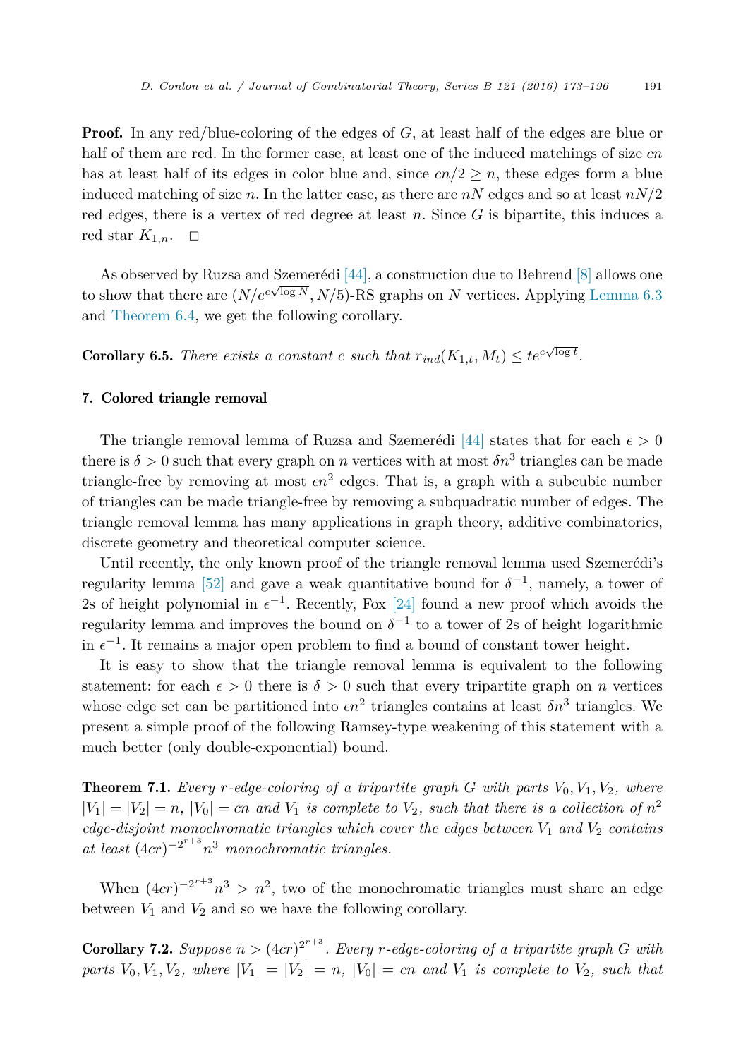**Proof.** In any red/blue-coloring of the edges of $G$, at least half of the edges are blue or half of them are red. In the former case, at least one of the induced matchings of size $cn$ has at least half of its edges in color blue and, since $cn/2 \geq n$, these edges form a blue induced matching of size $n$. In the latter case, as there are $nN$ edges and so at least $nN/2$ red edges, there is a vertex of red degree at least $n$. Since $G$ is bipartite, this induces a red star $K_{1,n}$. $\square$

As observed by Ruzsa and Szemerédi [44], a construction due to Behrend [8] allows one to show that there are $(N/e^{c\sqrt{\log N}}, N/5)$-RS graphs on $N$ vertices. Applying Lemma 6.3 and Theorem 6.4, we get the following corollary.

**Corollary 6.5.** *There exists a constant $c$ such that $r_{ind}(K_{1,t}, M_t) \leq te^{c\sqrt{\log t}}$.*

## 7. Colored triangle removal

The triangle removal lemma of Ruzsa and Szemerédi [44] states that for each $\epsilon > 0$ there is $\delta > 0$ such that every graph on $n$ vertices with at most $\delta n^3$ triangles can be made triangle-free by removing at most $\epsilon n^2$ edges. That is, a graph with a subcubic number of triangles can be made triangle-free by removing a subquadratic number of edges. The triangle removal lemma has many applications in graph theory, additive combinatorics, discrete geometry and theoretical computer science.

Until recently, the only known proof of the triangle removal lemma used Szemerédi's regularity lemma [52] and gave a weak quantitative bound for $\delta^{-1}$, namely, a tower of 2s of height polynomial in $\epsilon^{-1}$. Recently, Fox [24] found a new proof which avoids the regularity lemma and improves the bound on $\delta^{-1}$ to a tower of 2s of height logarithmic in $\epsilon^{-1}$. It remains a major open problem to find a bound of constant tower height.

It is easy to show that the triangle removal lemma is equivalent to the following statement: for each $\epsilon > 0$ there is $\delta > 0$ such that every tripartite graph on $n$ vertices whose edge set can be partitioned into $\epsilon n^2$ triangles contains at least $\delta n^3$ triangles. We present a simple proof of the following Ramsey-type weakening of this statement with a much better (only double-exponential) bound.

**Theorem 7.1.** *Every $r$-edge-coloring of a tripartite graph $G$ with parts $V_0, V_1, V_2$, where $|V_1| = |V_2| = n$, $|V_0| = cn$ and $V_1$ is complete to $V_2$, such that there is a collection of $n^2$ edge-disjoint monochromatic triangles which cover the edges between $V_1$ and $V_2$ contains at least $(4cr)^{-2^{r+3}}n^3$ monochromatic triangles.*

When $(4cr)^{-2^{r+3}}n^3 > n^2$, two of the monochromatic triangles must share an edge between $V_1$ and $V_2$ and so we have the following corollary.

**Corollary 7.2.** *Suppose $n > (4cr)^{2^{r+3}}$. Every $r$-edge-coloring of a tripartite graph $G$ with parts $V_0, V_1, V_2$, where $|V_1| = |V_2| = n$, $|V_0| = cn$ and $V_1$ is complete to $V_2$, such that*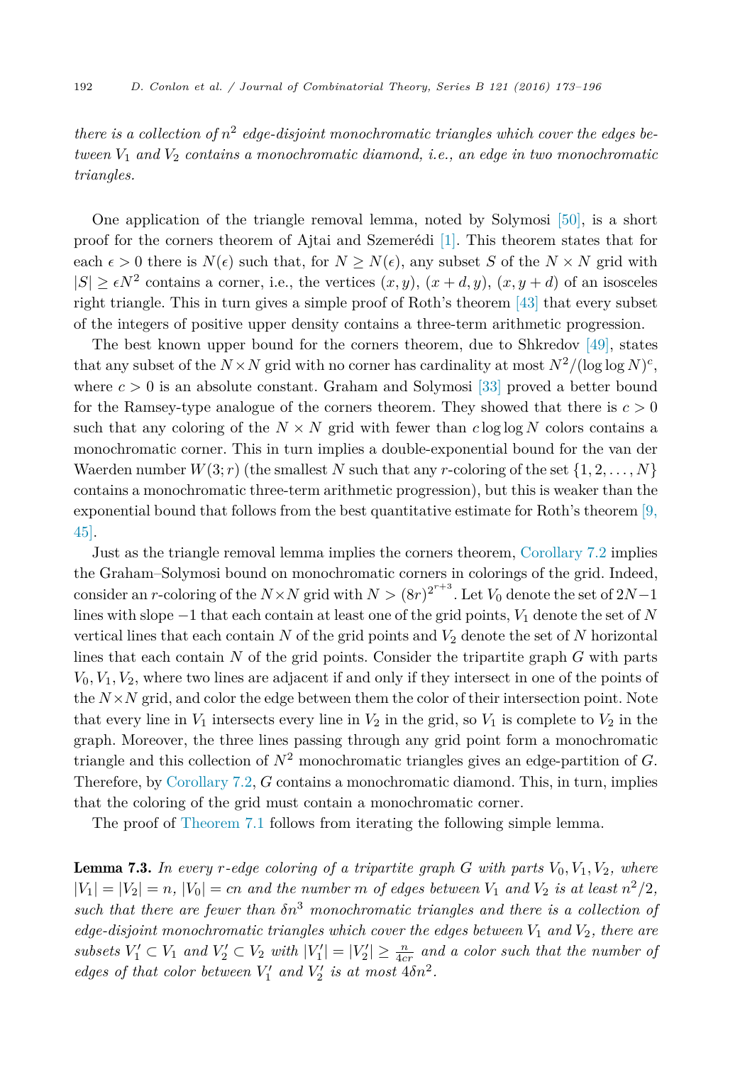*there is a collection of $n^2$ edge-disjoint monochromatic triangles which cover the edges between $V_1$ and $V_2$ contains a monochromatic diamond, i.e., an edge in two monochromatic triangles.*

One application of the triangle removal lemma, noted by Solymosi [50], is a short proof for the corners theorem of Ajtai and Szemerédi [1]. This theorem states that for each $\epsilon > 0$ there is $N(\epsilon)$ such that, for $N \geq N(\epsilon)$, any subset $S$ of the $N \times N$ grid with $|S| \geq \epsilon N^2$ contains a corner, i.e., the vertices $(x, y)$, $(x + d, y)$, $(x, y + d)$ of an isosceles right triangle. This in turn gives a simple proof of Roth's theorem [43] that every subset of the integers of positive upper density contains a three-term arithmetic progression.

The best known upper bound for the corners theorem, due to Shkredov [49], states that any subset of the $N \times N$ grid with no corner has cardinality at most $N^2/(\log \log N)^c$, where $c > 0$ is an absolute constant. Graham and Solymosi [33] proved a better bound for the Ramsey-type analogue of the corners theorem. They showed that there is $c > 0$ such that any coloring of the $N \times N$ grid with fewer than $c \log \log N$ colors contains a monochromatic corner. This in turn implies a double-exponential bound for the van der Waerden number $W(3; r)$ (the smallest $N$ such that any $r$-coloring of the set $\{1, 2, \ldots, N\}$ contains a monochromatic three-term arithmetic progression), but this is weaker than the exponential bound that follows from the best quantitative estimate for Roth's theorem [9, 45].

Just as the triangle removal lemma implies the corners theorem, Corollary 7.2 implies the Graham–Solymosi bound on monochromatic corners in colorings of the grid. Indeed, consider an $r$-coloring of the $N \times N$ grid with $N > (8r)^{2^{r+3}}$. Let $V_0$ denote the set of $2N-1$ lines with slope $-1$ that each contain at least one of the grid points, $V_1$ denote the set of $N$ vertical lines that each contain $N$ of the grid points and $V_2$ denote the set of $N$ horizontal lines that each contain $N$ of the grid points. Consider the tripartite graph $G$ with parts $V_0, V_1, V_2$, where two lines are adjacent if and only if they intersect in one of the points of the $N \times N$ grid, and color the edge between them the color of their intersection point. Note that every line in $V_1$ intersects every line in $V_2$ in the grid, so $V_1$ is complete to $V_2$ in the graph. Moreover, the three lines passing through any grid point form a monochromatic triangle and this collection of $N^2$ monochromatic triangles gives an edge-partition of $G$. Therefore, by Corollary 7.2, $G$ contains a monochromatic diamond. This, in turn, implies that the coloring of the grid must contain a monochromatic corner.

The proof of Theorem 7.1 follows from iterating the following simple lemma.

**Lemma 7.3.** *In every $r$-edge coloring of a tripartite graph $G$ with parts $V_0, V_1, V_2$, where $|V_1| = |V_2| = n$, $|V_0| = cn$ and the number $m$ of edges between $V_1$ and $V_2$ is at least $n^2/2$, such that there are fewer than $\delta n^3$ monochromatic triangles and there is a collection of edge-disjoint monochromatic triangles which cover the edges between $V_1$ and $V_2$, there are subsets $V_1' \subset V_1$ and $V_2' \subset V_2$ with $|V_1'| = |V_2'| \geq \frac{n}{4cr}$ and a color such that the number of edges of that color between $V_1'$ and $V_2'$ is at most $4\delta n^2$.*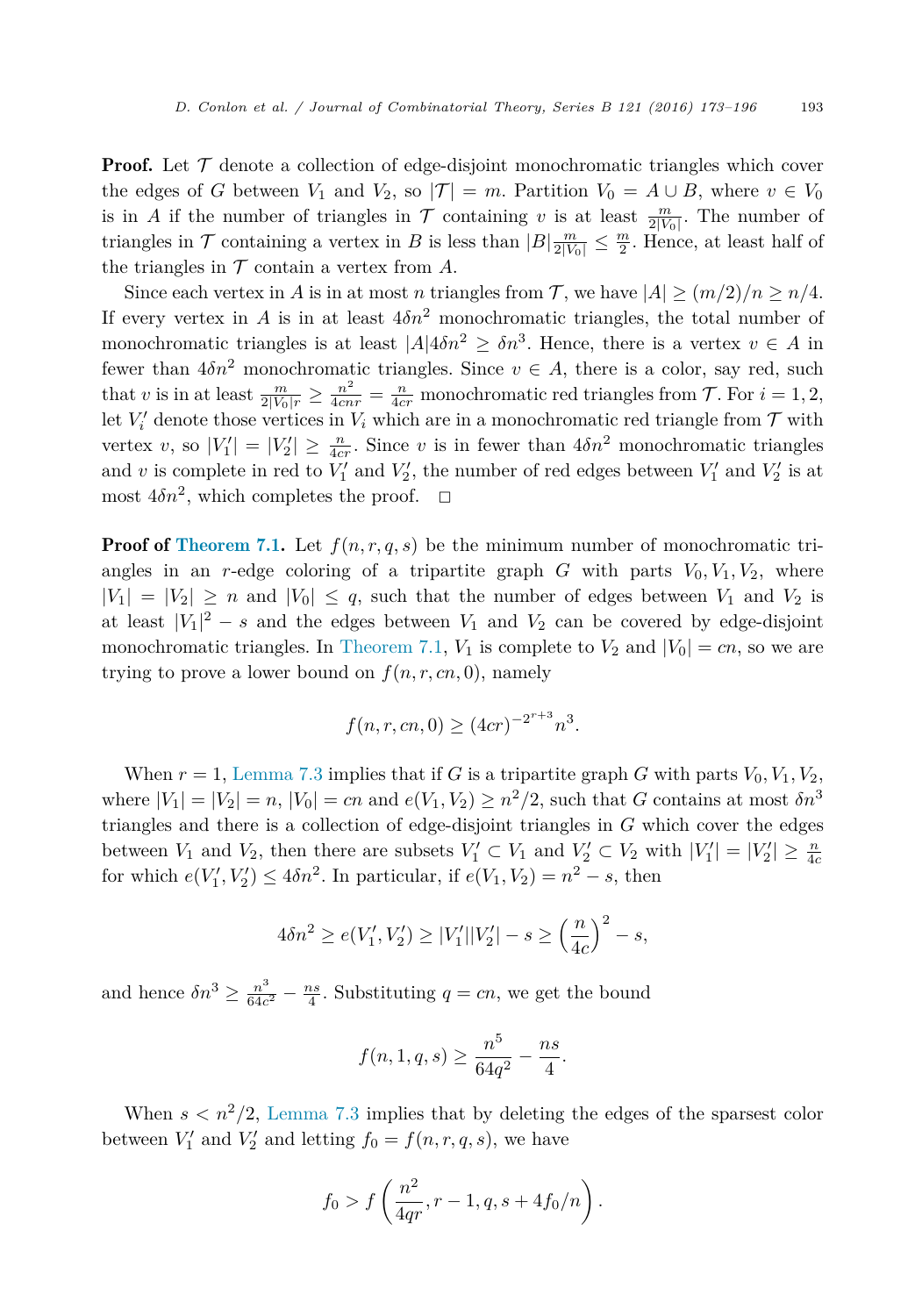**Proof.** Let $\mathcal{T}$ denote a collection of edge-disjoint monochromatic triangles which cover the edges of $G$ between $V_1$ and $V_2$, so $|\mathcal{T}| = m$. Partition $V_0 = A \cup B$, where $v \in V_0$ is in $A$ if the number of triangles in $\mathcal{T}$ containing $v$ is at least $\frac{m}{2|V_0|}$. The number of triangles in $\mathcal{T}$ containing a vertex in $B$ is less than $|B|\frac{m}{2|V_0|} \leq \frac{m}{2}$. Hence, at least half of the triangles in $\mathcal{T}$ contain a vertex from $A$.

Since each vertex in $A$ is in at most $n$ triangles from $\mathcal{T}$, we have $|A| \geq (m/2)/n \geq n/4$. If every vertex in $A$ is in at least $4\delta n^2$ monochromatic triangles, the total number of monochromatic triangles is at least $|A|4\delta n^2 \geq \delta n^3$. Hence, there is a vertex $v \in A$ in fewer than $4\delta n^2$ monochromatic triangles. Since $v \in A$, there is a color, say red, such that $v$ is in at least $\frac{m}{2|V_0|r} \geq \frac{n^2}{4cnr} = \frac{n}{4cr}$ monochromatic red triangles from $\mathcal{T}$. For $i = 1, 2$, let $V_i'$ denote those vertices in $V_i$ which are in a monochromatic red triangle from $\mathcal{T}$ with vertex $v$, so $|V_1'| = |V_2'| \geq \frac{n}{4cr}$. Since $v$ is in fewer than $4\delta n^2$ monochromatic triangles and $v$ is complete in red to $V_1'$ and $V_2'$, the number of red edges between $V_1'$ and $V_2'$ is at most $4\delta n^2$, which completes the proof. $\square$

**Proof of Theorem 7.1.** Let $f(n, r, q, s)$ be the minimum number of monochromatic triangles in an $r$-edge coloring of a tripartite graph $G$ with parts $V_0, V_1, V_2$, where $|V_1| = |V_2| \geq n$ and $|V_0| \leq q$, such that the number of edges between $V_1$ and $V_2$ is at least $|V_1|^2 - s$ and the edges between $V_1$ and $V_2$ can be covered by edge-disjoint monochromatic triangles. In Theorem 7.1, $V_1$ is complete to $V_2$ and $|V_0| = cn$, so we are trying to prove a lower bound on $f(n, r, cn, 0)$, namely

$$f(n, r, cn, 0) \geq (4cr)^{-2^{r+3}} n^3.$$

When $r = 1$, Lemma 7.3 implies that if $G$ is a tripartite graph $G$ with parts $V_0, V_1, V_2$, where $|V_1| = |V_2| = n$, $|V_0| = cn$ and $e(V_1, V_2) \geq n^2/2$, such that $G$ contains at most $\delta n^3$ triangles and there is a collection of edge-disjoint triangles in $G$ which cover the edges between $V_1$ and $V_2$, then there are subsets $V_1' \subset V_1$ and $V_2' \subset V_2$ with $|V_1'| = |V_2'| \geq \frac{n}{4c}$ for which $e(V_1', V_2') \leq 4\delta n^2$. In particular, if $e(V_1, V_2) = n^2 - s$, then

$$4\delta n^2 \geq e(V_1', V_2') \geq |V_1'||V_2'| - s \geq \left(\frac{n}{4c}\right)^2 - s,$$

and hence $\delta n^3 \geq \frac{n^3}{64c^2} - \frac{ns}{4}$. Substituting $q = cn$, we get the bound

$$f(n, 1, q, s) \geq \frac{n^5}{64q^2} - \frac{ns}{4}.$$

When $s < n^2/2$, Lemma 7.3 implies that by deleting the edges of the sparsest color between $V_1'$ and $V_2'$ and letting $f_0 = f(n, r, q, s)$, we have

$$f_0 > f\left(\frac{n^2}{4qr}, r - 1, q, s + 4f_0/n\right).$$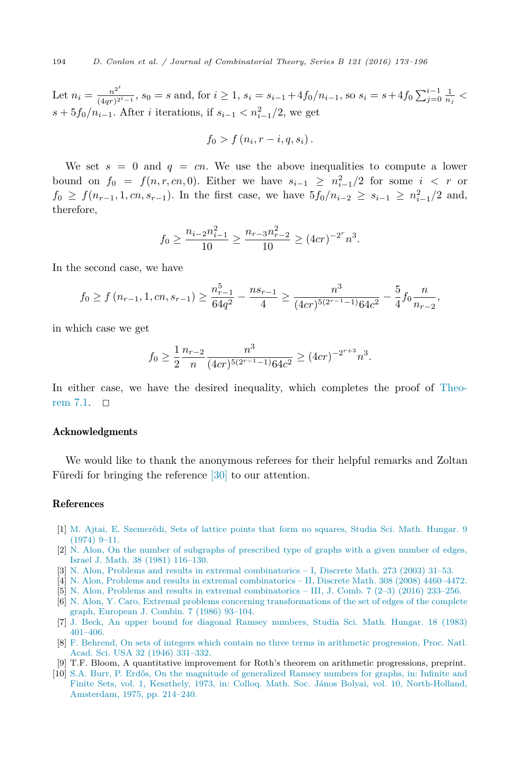Let $n_i = \frac{n^{2^i}}{(4qr)^{2^i-1}}$, $s_0 = s$ and, for $i \geq 1$, $s_i = s_{i-1} + 4f_0/n_{i-1}$, so $s_i = s + 4f_0 \sum_{j=0}^{i-1} \frac{1}{n_j} < s + 5f_0/n_{i-1}$. After $i$ iterations, if $s_{i-1} < n_{i-1}^2/2$, we get

$$f_0 > f(n_i, r-i, q, s_i).$$

We set $s = 0$ and $q = cn$. We use the above inequalities to compute a lower bound on $f_0 = f(n, r, cn, 0)$. Either we have $s_{i-1} \geq n_{i-1}^2/2$ for some $i < r$ or $f_0 \geq f(n_{r-1}, 1, cn, s_{r-1})$. In the first case, we have $5f_0/n_{i-2} \geq s_{i-1} \geq n_{i-1}^2/2$ and, therefore,

$$f_0 \geq \frac{n_{i-2}n_{i-1}^2}{10} \geq \frac{n_{r-3}n_{r-2}^2}{10} \geq (4cr)^{-2^r} n^3.$$

In the second case, we have

$$f_0 \geq f(n_{r-1}, 1, cn, s_{r-1}) \geq \frac{n_{r-1}^5}{64q^2} - \frac{ns_{r-1}}{4} \geq \frac{n^3}{(4cr)^{5(2^{r-1}-1)}64c^2} - \frac{5}{4} f_0 \frac{n}{n_{r-2}},$$

in which case we get

$$f_0 \geq \frac{1}{2} \frac{n_{r-2}}{n} \frac{n^3}{(4cr)^{5(2^{r-1}-1)}64c^2} \geq (4cr)^{-2^{r+3}} n^3.$$

In either case, we have the desired inequality, which completes the proof of Theorem 7.1. $\square$

## Acknowledgments

We would like to thank the anonymous referees for their helpful remarks and Zoltan Füredi for bringing the reference [30] to our attention.

## References

[1] M. Ajtai, E. Szemerédi, Sets of lattice points that form no squares, Studia Sci. Math. Hungar. 9 (1974) 9–11.

[2] N. Alon, On the number of subgraphs of prescribed type of graphs with a given number of edges, Israel J. Math. 38 (1981) 116–130.

[3] N. Alon, Problems and results in extremal combinatorics – I, Discrete Math. 273 (2003) 31–53.

[4] N. Alon, Problems and results in extremal combinatorics – II, Discrete Math. 308 (2008) 4460–4472.

[5] N. Alon, Problems and results in extremal combinatorics – III, J. Comb. 7 (2–3) (2016) 233–256.

[6] N. Alon, Y. Caro, Extremal problems concerning transformations of the set of edges of the complete graph, European J. Combin. 7 (1986) 93–104.

[7] J. Beck, An upper bound for diagonal Ramsey numbers, Studia Sci. Math. Hungar. 18 (1983) 401–406.

[8] F. Behrend, On sets of integers which contain no three terms in arithmetic progression, Proc. Natl. Acad. Sci. USA 32 (1946) 331–332.

[9] T.F. Bloom, A quantitative improvement for Roth's theorem on arithmetic progressions, preprint.

[10] S.A. Burr, P. Erdős, On the magnitude of generalized Ramsey numbers for graphs, in: Infinite and Finite Sets, vol. 1, Keszthely, 1973, in: Colloq. Math. Soc. János Bolyai, vol. 10, North-Holland, Amsterdam, 1975, pp. 214–240.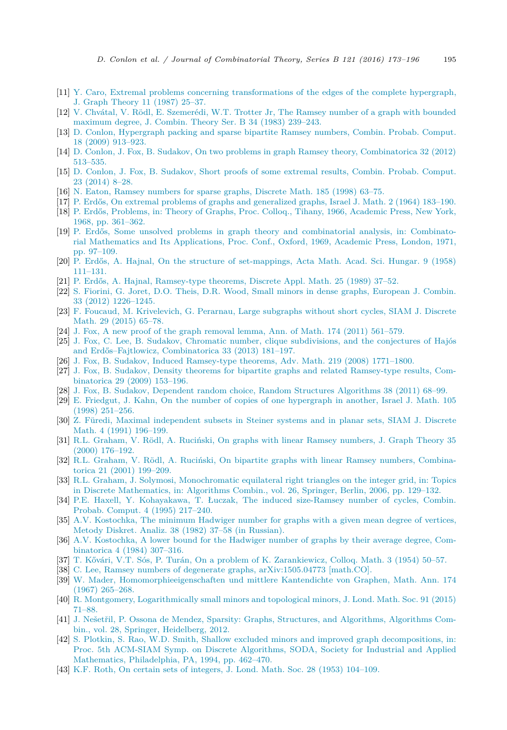[11] Y. Caro, Extremal problems concerning transformations of the edges of the complete hypergraph, J. Graph Theory 11 (1987) 25–37.

[12] V. Chvátal, V. Rödl, E. Szemerédi, W.T. Trotter Jr, The Ramsey number of a graph with bounded maximum degree, J. Combin. Theory Ser. B 34 (1983) 239–243.

[13] D. Conlon, Hypergraph packing and sparse bipartite Ramsey numbers, Combin. Probab. Comput. 18 (2009) 913–923.

[14] D. Conlon, J. Fox, B. Sudakov, On two problems in graph Ramsey theory, Combinatorica 32 (2012) 513–535.

[15] D. Conlon, J. Fox, B. Sudakov, Short proofs of some extremal results, Combin. Probab. Comput. 23 (2014) 8–28.

[16] N. Eaton, Ramsey numbers for sparse graphs, Discrete Math. 185 (1998) 63–75.

[17] P. Erdős, On extremal problems of graphs and generalized graphs, Israel J. Math. 2 (1964) 183–190.

[18] P. Erdős, Problems, in: Theory of Graphs, Proc. Colloq., Tihany, 1966, Academic Press, New York, 1968, pp. 361–362.

[19] P. Erdős, Some unsolved problems in graph theory and combinatorial analysis, in: Combinatorial Mathematics and Its Applications, Proc. Conf., Oxford, 1969, Academic Press, London, 1971, pp. 97–109.

[20] P. Erdős, A. Hajnal, On the structure of set-mappings, Acta Math. Acad. Sci. Hungar. 9 (1958) 111–131.

[21] P. Erdős, A. Hajnal, Ramsey-type theorems, Discrete Appl. Math. 25 (1989) 37–52.

[22] S. Fiorini, G. Joret, D.O. Theis, D.R. Wood, Small minors in dense graphs, European J. Combin. 33 (2012) 1226–1245.

[23] F. Foucaud, M. Krivelevich, G. Perarnau, Large subgraphs without short cycles, SIAM J. Discrete Math. 29 (2015) 65–78.

[24] J. Fox, A new proof of the graph removal lemma, Ann. of Math. 174 (2011) 561–579.

[25] J. Fox, C. Lee, B. Sudakov, Chromatic number, clique subdivisions, and the conjectures of Hajós and Erdős–Fajtlowicz, Combinatorica 33 (2013) 181–197.

[26] J. Fox, B. Sudakov, Induced Ramsey-type theorems, Adv. Math. 219 (2008) 1771–1800.

[27] J. Fox, B. Sudakov, Density theorems for bipartite graphs and related Ramsey-type results, Combinatorica 29 (2009) 153–196.

[28] J. Fox, B. Sudakov, Dependent random choice, Random Structures Algorithms 38 (2011) 68–99.

[29] E. Friedgut, J. Kahn, On the number of copies of one hypergraph in another, Israel J. Math. 105 (1998) 251–256.

[30] Z. Füredi, Maximal independent subsets in Steiner systems and in planar sets, SIAM J. Discrete Math. 4 (1991) 196–199.

[31] R.L. Graham, V. Rödl, A. Ruciński, On graphs with linear Ramsey numbers, J. Graph Theory 35 (2000) 176–192.

[32] R.L. Graham, V. Rödl, A. Ruciński, On bipartite graphs with linear Ramsey numbers, Combinatorica 21 (2001) 199–209.

[33] R.L. Graham, J. Solymosi, Monochromatic equilateral right triangles on the integer grid, in: Topics in Discrete Mathematics, in: Algorithms Combin., vol. 26, Springer, Berlin, 2006, pp. 129–132.

[34] P.E. Haxell, Y. Kohayakawa, T. Łuczak, The induced size-Ramsey number of cycles, Combin. Probab. Comput. 4 (1995) 217–240.

[35] A.V. Kostochka, The minimum Hadwiger number for graphs with a given mean degree of vertices, Metody Diskret. Analiz. 38 (1982) 37–58 (in Russian).

[36] A.V. Kostochka, A lower bound for the Hadwiger number of graphs by their average degree, Combinatorica 4 (1984) 307–316.

[37] T. Kővári, V.T. Sós, P. Turán, On a problem of K. Zarankiewicz, Colloq. Math. 3 (1954) 50–57.

[38] C. Lee, Ramsey numbers of degenerate graphs, arXiv:1505.04773 [math.CO].

[39] W. Mader, Homomorphieeigenschaften und mittlere Kantendichte von Graphen, Math. Ann. 174 (1967) 265–268.

[40] R. Montgomery, Logarithmically small minors and topological minors, J. Lond. Math. Soc. 91 (2015) 71–88.

[41] J. Nešetřil, P. Ossona de Mendez, Sparsity: Graphs, Structures, and Algorithms, Algorithms Combin., vol. 28, Springer, Heidelberg, 2012.

[42] S. Plotkin, S. Rao, W.D. Smith, Shallow excluded minors and improved graph decompositions, in: Proc. 5th ACM-SIAM Symp. on Discrete Algorithms, SODA, Society for Industrial and Applied Mathematics, Philadelphia, PA, 1994, pp. 462–470.

[43] K.F. Roth, On certain sets of integers, J. Lond. Math. Soc. 28 (1953) 104–109.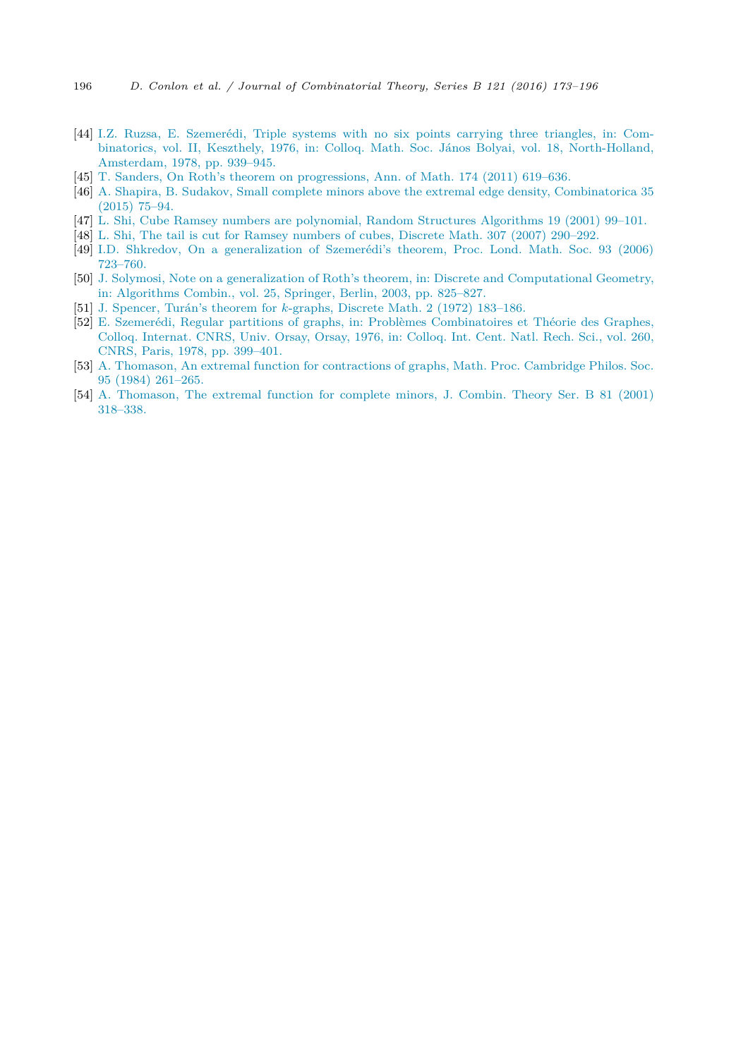[44] I.Z. Ruzsa, E. Szemerédi, Triple systems with no six points carrying three triangles, in: Combinatorics, vol. II, Keszthely, 1976, in: Colloq. Math. Soc. János Bolyai, vol. 18, North-Holland, Amsterdam, 1978, pp. 939–945.

[45] T. Sanders, On Roth's theorem on progressions, Ann. of Math. 174 (2011) 619–636.

[46] A. Shapira, B. Sudakov, Small complete minors above the extremal edge density, Combinatorica 35 (2015) 75–94.

[47] L. Shi, Cube Ramsey numbers are polynomial, Random Structures Algorithms 19 (2001) 99–101.

[48] L. Shi, The tail is cut for Ramsey numbers of cubes, Discrete Math. 307 (2007) 290–292.

[49] I.D. Shkredov, On a generalization of Szemerédi's theorem, Proc. Lond. Math. Soc. 93 (2006) 723–760.

[50] J. Solymosi, Note on a generalization of Roth's theorem, in: Discrete and Computational Geometry, in: Algorithms Combin., vol. 25, Springer, Berlin, 2003, pp. 825–827.

[51] J. Spencer, Turán's theorem for $k$-graphs, Discrete Math. 2 (1972) 183–186.

[52] E. Szemerédi, Regular partitions of graphs, in: Problèmes Combinatoires et Théorie des Graphes, Colloq. Internat. CNRS, Univ. Orsay, Orsay, 1976, in: Colloq. Int. Cent. Natl. Rech. Sci., vol. 260, CNRS, Paris, 1978, pp. 399–401.

[53] A. Thomason, An extremal function for contractions of graphs, Math. Proc. Cambridge Philos. Soc. 95 (1984) 261–265.

[54] A. Thomason, The extremal function for complete minors, J. Combin. Theory Ser. B 81 (2001) 318–338.